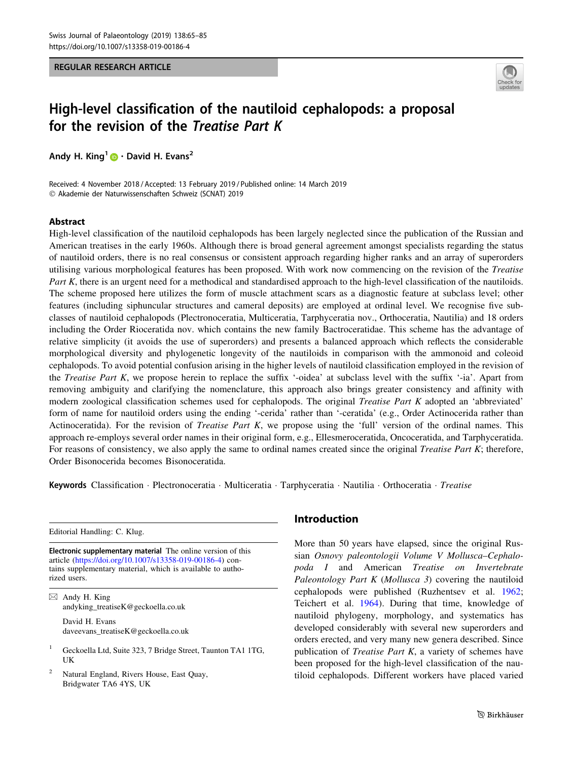REGULAR RESEARCH ARTICLE

# High-level classification of the nautiloid cephalopods: a proposal for the revision of the *Treatise Part K*

**Andy H. King[1] · David H. Evans[2]**

Received: 4 November 2018 / Accepted: 13 February 2019 / Published online: 14 March 2019
© Akademie der Naturwissenschaften Schweiz (SCNAT) 2019

## Abstract

High-level classification of the nautiloid cephalopods has been largely neglected since the publication of the Russian and American treatises in the early 1960s. Although there is broad general agreement amongst specialists regarding the status of nautiloid orders, there is no real consensus or consistent approach regarding higher ranks and an array of superorders utilising various morphological features has been proposed. With work now commencing on the revision of the *Treatise Part K*, there is an urgent need for a methodical and standardised approach to the high-level classification of the nautiloids. The scheme proposed here utilizes the form of muscle attachment scars as a diagnostic feature at subclass level; other features (including siphuncular structures and cameral deposits) are employed at ordinal level. We recognise five subclasses of nautiloid cephalopods (Plectronoceratia, Multiceratia, Tarphyceratia nov., Orthoceratia, Nautilia) and 18 orders including the Order Rioceratida nov. which contains the new family Bactroceratidae. This scheme has the advantage of relative simplicity (it avoids the use of superorders) and presents a balanced approach which reflects the considerable morphological diversity and phylogenetic longevity of the nautiloids in comparison with the ammonoid and coleoid cephalopods. To avoid potential confusion arising in the higher levels of nautiloid classification employed in the revision of the *Treatise Part K*, we propose herein to replace the suffix '-oidea' at subclass level with the suffix '-ia'. Apart from removing ambiguity and clarifying the nomenclature, this approach also brings greater consistency and affinity with modern zoological classification schemes used for cephalopods. The original *Treatise Part K* adopted an 'abbreviated' form of name for nautiloid orders using the ending '-cerida' rather than '-ceratida' (e.g., Order Actinocerida rather than Actinoceratida). For the revision of *Treatise Part K*, we propose using the 'full' version of the ordinal names. This approach re-employs several order names in their original form, e.g., Ellesmeroceratida, Oncoceratida, and Tarphyceratida. For reasons of consistency, we also apply the same to ordinal names created since the original *Treatise Part K*; therefore, Order Bisonocerida becomes Bisonoceratida.

**Keywords** Classification · Plectronoceratia · Multiceratia · Tarphyceratia · Nautilia · Orthoceratia · *Treatise*

Editorial Handling: C. Klug.

**Electronic supplementary material** The online version of this article (https://doi.org/10.1007/s13358-019-00186-4) contains supplementary material, which is available to authorized users.

✉ Andy H. King
andyking_treatiseK@geckoella.co.uk

David H. Evans
daveevans_treatiseK@geckoella.co.uk

[1] Geckoella Ltd, Suite 323, 7 Bridge Street, Taunton TA1 1TG, UK

[2] Natural England, Rivers House, East Quay, Bridgwater TA6 4YS, UK

## Introduction

More than 50 years have elapsed, since the original Russian *Osnovy paleontologii Volume V Mollusca–Cephalopoda I* and American *Treatise on Invertebrate Paleontology Part K* (*Mollusca 3*) covering the nautiloid cephalopods were published (Ruzhentsev et al. 1962; Teichert et al. 1964). During that time, knowledge of nautiloid phylogeny, morphology, and systematics has developed considerably with several new superorders and orders erected, and very many new genera described. Since publication of *Treatise Part K*, a variety of schemes have been proposed for the high-level classification of the nautiloid cephalopods. Different workers have placed varied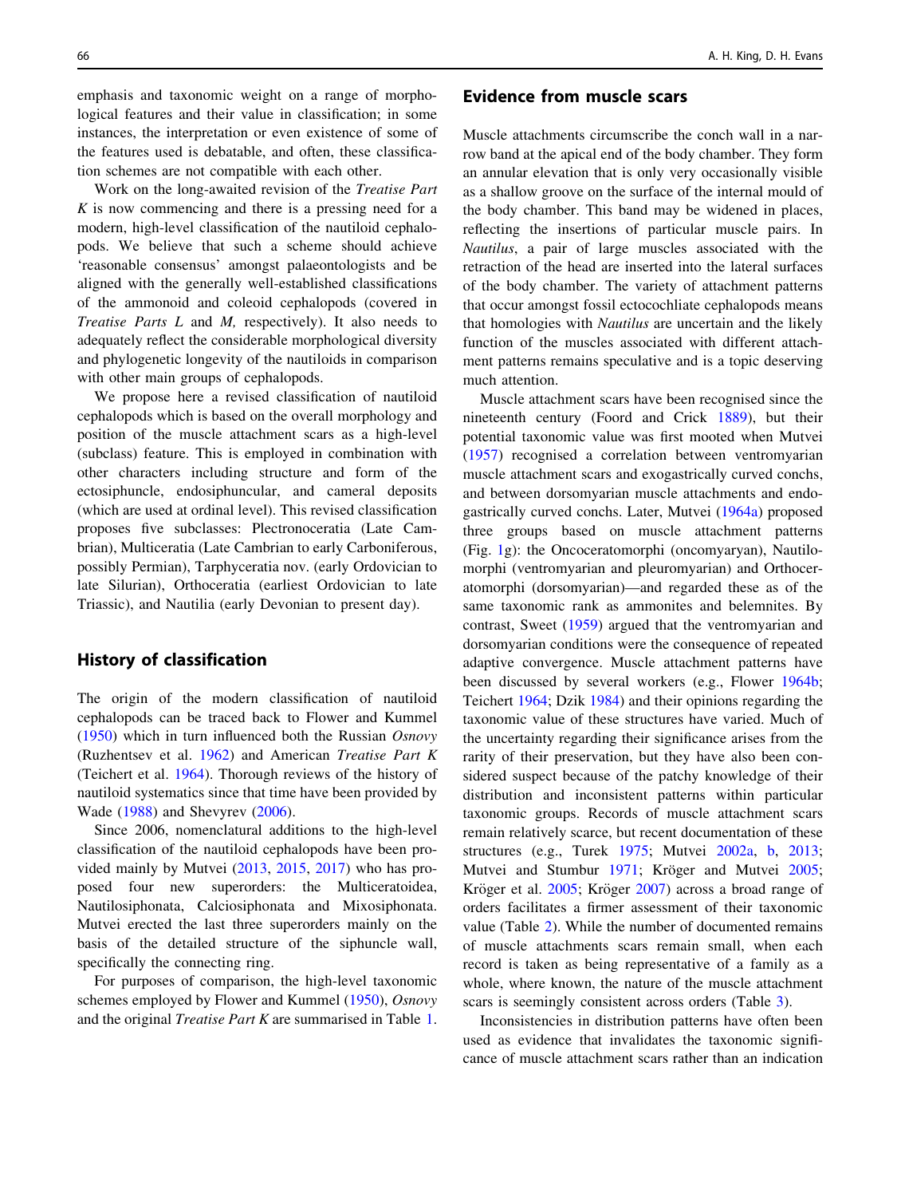emphasis and taxonomic weight on a range of morphological features and their value in classification; in some instances, the interpretation or even existence of some of the features used is debatable, and often, these classification schemes are not compatible with each other.

Work on the long-awaited revision of the *Treatise Part K* is now commencing and there is a pressing need for a modern, high-level classification of the nautiloid cephalopods. We believe that such a scheme should achieve 'reasonable consensus' amongst palaeontologists and be aligned with the generally well-established classifications of the ammonoid and coleoid cephalopods (covered in *Treatise Parts L* and *M,* respectively). It also needs to adequately reflect the considerable morphological diversity and phylogenetic longevity of the nautiloids in comparison with other main groups of cephalopods.

We propose here a revised classification of nautiloid cephalopods which is based on the overall morphology and position of the muscle attachment scars as a high-level (subclass) feature. This is employed in combination with other characters including structure and form of the ectosiphuncle, endosiphuncular, and cameral deposits (which are used at ordinal level). This revised classification proposes five subclasses: Plectronoceratia (Late Cambrian), Multiceratia (Late Cambrian to early Carboniferous, possibly Permian), Tarphyceratia nov. (early Ordovician to late Silurian), Orthoceratia (earliest Ordovician to late Triassic), and Nautilia (early Devonian to present day).

## History of classification

The origin of the modern classification of nautiloid cephalopods can be traced back to Flower and Kummel (1950) which in turn influenced both the Russian *Osnovy* (Ruzhentsev et al. 1962) and American *Treatise Part K* (Teichert et al. 1964). Thorough reviews of the history of nautiloid systematics since that time have been provided by Wade (1988) and Shevyrev (2006).

Since 2006, nomenclatural additions to the high-level classification of the nautiloid cephalopods have been provided mainly by Mutvei (2013, 2015, 2017) who has proposed four new superorders: the Multiceratoidea, Nautilosiphonata, Calciosiphonata and Mixosiphonata. Mutvei erected the last three superorders mainly on the basis of the detailed structure of the siphuncle wall, specifically the connecting ring.

For purposes of comparison, the high-level taxonomic schemes employed by Flower and Kummel (1950), *Osnovy* and the original *Treatise Part K* are summarised in Table 1.

## Evidence from muscle scars

Muscle attachments circumscribe the conch wall in a narrow band at the apical end of the body chamber. They form an annular elevation that is only very occasionally visible as a shallow groove on the surface of the internal mould of the body chamber. This band may be widened in places, reflecting the insertions of particular muscle pairs. In *Nautilus*, a pair of large muscles associated with the retraction of the head are inserted into the lateral surfaces of the body chamber. The variety of attachment patterns that occur amongst fossil ectocochliate cephalopods means that homologies with *Nautilus* are uncertain and the likely function of the muscles associated with different attachment patterns remains speculative and is a topic deserving much attention.

Muscle attachment scars have been recognised since the nineteenth century (Foord and Crick 1889), but their potential taxonomic value was first mooted when Mutvei (1957) recognised a correlation between ventromyarian muscle attachment scars and exogastrically curved conchs, and between dorsomyarian muscle attachments and endogastrically curved conchs. Later, Mutvei (1964a) proposed three groups based on muscle attachment patterns (Fig. 1g): the Oncoceratomorphi (oncomyaryan), Nautilomorphi (ventromyarian and pleuromyarian) and Orthoceratomorphi (dorsomyarian)—and regarded these as of the same taxonomic rank as ammonites and belemnites. By contrast, Sweet (1959) argued that the ventromyarian and dorsomyarian conditions were the consequence of repeated adaptive convergence. Muscle attachment patterns have been discussed by several workers (e.g., Flower 1964b; Teichert 1964; Dzik 1984) and their opinions regarding the taxonomic value of these structures have varied. Much of the uncertainty regarding their significance arises from the rarity of their preservation, but they have also been considered suspect because of the patchy knowledge of their distribution and inconsistent patterns within particular taxonomic groups. Records of muscle attachment scars remain relatively scarce, but recent documentation of these structures (e.g., Turek 1975; Mutvei 2002a, b, 2013; Mutvei and Stumbur 1971; Kröger and Mutvei 2005; Kröger et al. 2005; Kröger 2007) across a broad range of orders facilitates a firmer assessment of their taxonomic value (Table 2). While the number of documented remains of muscle attachments scars remain small, when each record is taken as being representative of a family as a whole, where known, the nature of the muscle attachment scars is seemingly consistent across orders (Table 3).

Inconsistencies in distribution patterns have often been used as evidence that invalidates the taxonomic significance of muscle attachment scars rather than an indication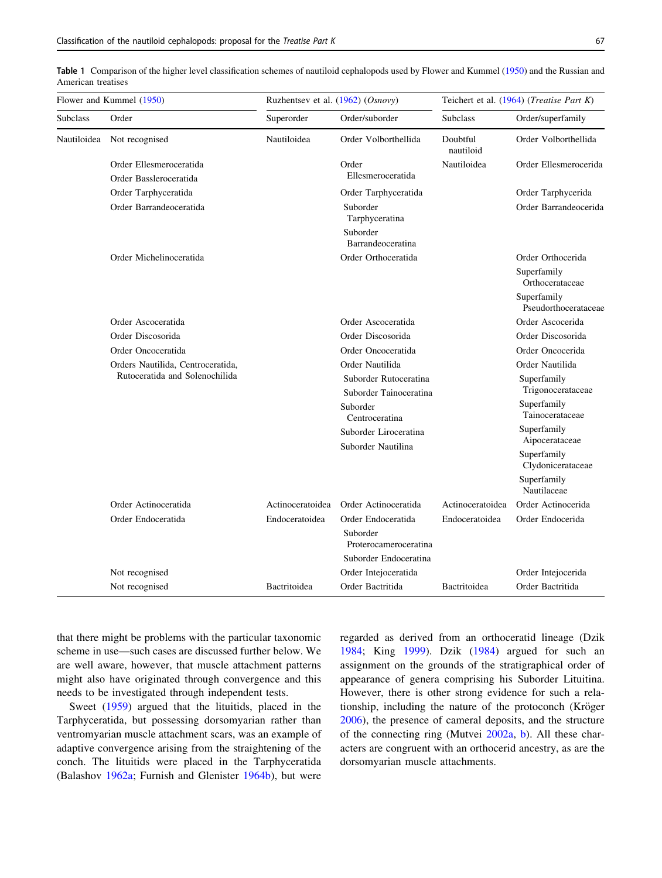**Table 1** Comparison of the higher level classification schemes of nautiloid cephalopods used by Flower and Kummel (1950) and the Russian and American treatises

| Flower and Kummel (1950) | | Ruzhentsev et al. (1962) (*Osnovy*) | | Teichert et al. (1964) (*Treatise Part K*) | |
|---|---|---|---|---|---|
| Subclass | Order | Superorder | Order/suborder | Subclass | Order/superfamily |
| Nautiloidea | Not recognised | Nautiloidea | Order Volborthellida | Doubtful nautiloid | Order Volborthellida |
| | Order Ellesmeroceratida | | Order Ellesmeroceratida | Nautiloidea | Order Ellesmerocerida |
| | Order Bassleroceratida | | | | |
| | Order Tarphyceratida | | Order Tarphyceratida | | Order Tarphycerida |
| | Order Barrandeoceratida | | Suborder Tarphyceratina | | Order Barrandeocerida |
| | | | Suborder Barrandeoceratina | | |
| | Order Michelinoceratida | | Order Orthoceratida | | Order Orthocerida |
| | | | | | Superfamily Orthocerataceae |
| | | | | | Superfamily Pseudorthocerataceae |
| | Order Ascoceratida | | Order Ascoceratida | | Order Ascocerida |
| | Order Discosorida | | Order Discosorida | | Order Discosorida |
| | Order Oncoceratida | | Order Oncoceratida | | Order Oncocerida |
| | Orders Nautilida, Centroceratida, Rutoceratida and Solenochilida | | Order Nautilida | | Order Nautilida |
| | | | Suborder Rutoceratina | | Superfamily Trigonocerataceae |
| | | | Suborder Tainoceratina | | Superfamily Tainocerataceae |
| | | | Suborder Centroceratina | | Superfamily Aipocerataceae |
| | | | Suborder Liroceratina | | Superfamily Clydonicerataceae |
| | | | Suborder Nautilina | | Superfamily Nautilaceae |
| | Order Actinoceratida | Actinoceratoidea | Order Actinoceratida | Actinoceratoidea | Order Actinocerida |
| | Order Endoceratida | Endoceratoidea | Order Endoceratida | Endoceratoidea | Order Endocerida |
| | | | Suborder Proterocameroceratina | | |
| | | | Suborder Endoceratina | | |
| | Not recognised | | Order Intejoceratida | | Order Intejocerida |
| | Not recognised | Bactritoidea | Order Bactritida | Bactritoidea | Order Bactritida |

that there might be problems with the particular taxonomic scheme in use—such cases are discussed further below. We are well aware, however, that muscle attachment patterns might also have originated through convergence and this needs to be investigated through independent tests.

Sweet (1959) argued that the lituitids, placed in the Tarphyceratida, but possessing dorsomyarian rather than ventromyarian muscle attachment scars, was an example of adaptive convergence arising from the straightening of the conch. The lituitids were placed in the Tarphyceratida (Balashov 1962a; Furnish and Glenister 1964b), but were regarded as derived from an orthoceratid lineage (Dzik 1984; King 1999). Dzik (1984) argued for such an assignment on the grounds of the stratigraphical order of appearance of genera comprising his Suborder Lituitina. However, there is other strong evidence for such a relationship, including the nature of the protoconch (Kröger 2006), the presence of cameral deposits, and the structure of the connecting ring (Mutvei 2002a, b). All these characters are congruent with an orthocerid ancestry, as are the dorsomyarian muscle attachments.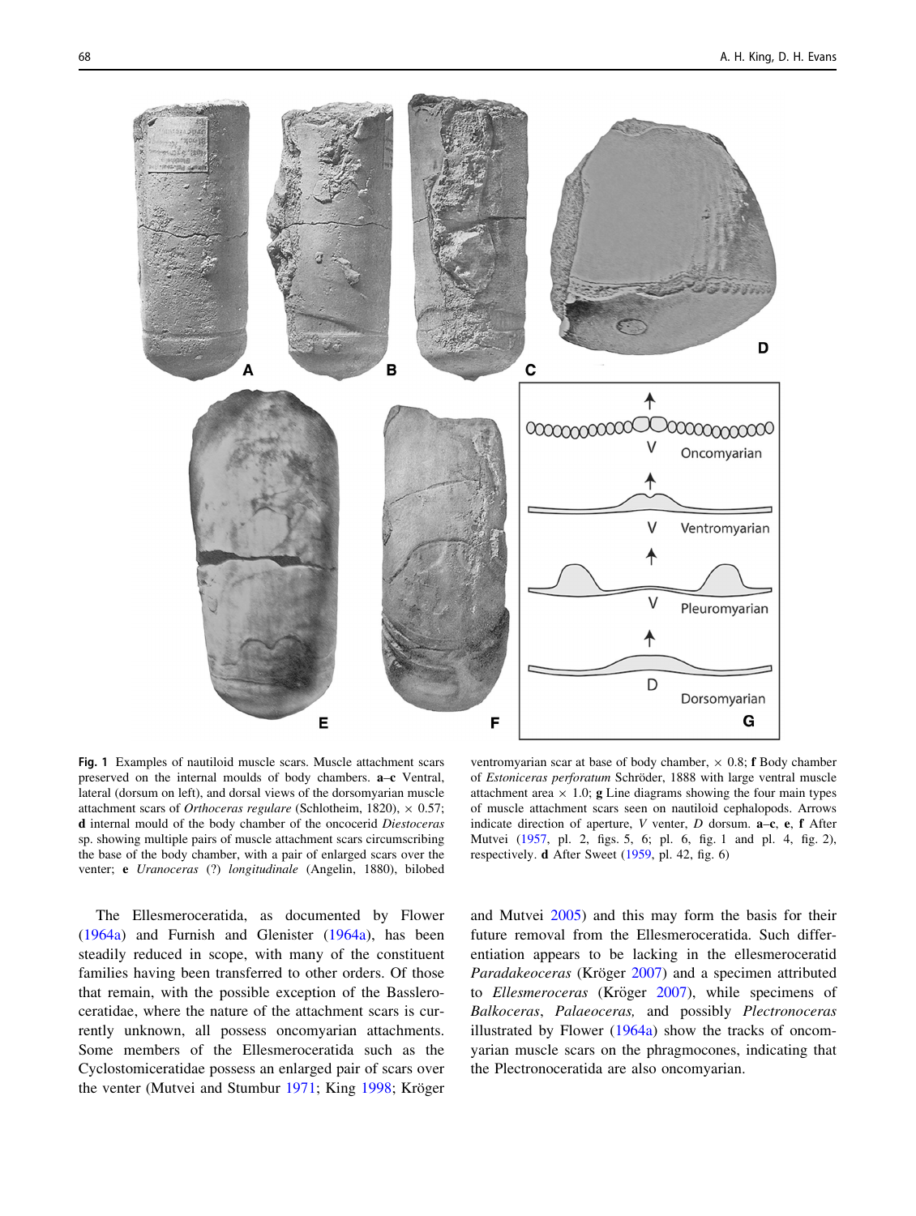**Fig. 1** Examples of nautiloid muscle scars. Muscle attachment scars preserved on the internal moulds of body chambers. **a–c** Ventral, lateral (dorsum on left), and dorsal views of the dorsomyarian muscle attachment scars of *Orthoceras regulare* (Schlotheim, 1820), × 0.57; **d** internal mould of the body chamber of the oncocerid *Diestoceras* sp. showing multiple pairs of muscle attachment scars circumscribing the base of the body chamber, with a pair of enlarged scars over the venter; **e** *Uranoceras* (?) *longitudinale* (Angelin, 1880), bilobed ventromyarian scar at base of body chamber, × 0.8; **f** Body chamber of *Estoniceras perforatum* Schröder, 1888 with large ventral muscle attachment area × 1.0; **g** Line diagrams showing the four main types of muscle attachment scars seen on nautiloid cephalopods. Arrows indicate direction of aperture, *V* venter, *D* dorsum. **a–c**, **e**, **f** After Mutvei (1957, pl. 2, figs. 5, 6; pl. 6, fig. 1 and pl. 4, fig. 2), respectively. **d** After Sweet (1959, pl. 42, fig. 6)

The Ellesmeroceratida, as documented by Flower (1964a) and Furnish and Glenister (1964a), has been steadily reduced in scope, with many of the constituent families having been transferred to other orders. Of those that remain, with the possible exception of the Bassleroceratidae, where the nature of the attachment scars is currently unknown, all possess oncomyarian attachments. Some members of the Ellesmeroceratida such as the Cyclostomiceratidae possess an enlarged pair of scars over the venter (Mutvei and Stumbur 1971; King 1998; Kröger and Mutvei 2005) and this may form the basis for their future removal from the Ellesmeroceratida. Such differentiation appears to be lacking in the ellesmeroceratid *Paradakeoceras* (Kröger 2007) and a specimen attributed to *Ellesmeroceras* (Kröger 2007), while specimens of *Balkoceras*, *Palaeoceras,* and possibly *Plectronoceras* illustrated by Flower (1964a) show the tracks of oncomyarian muscle scars on the phragmocones, indicating that the Plectronoceratida are also oncomyarian.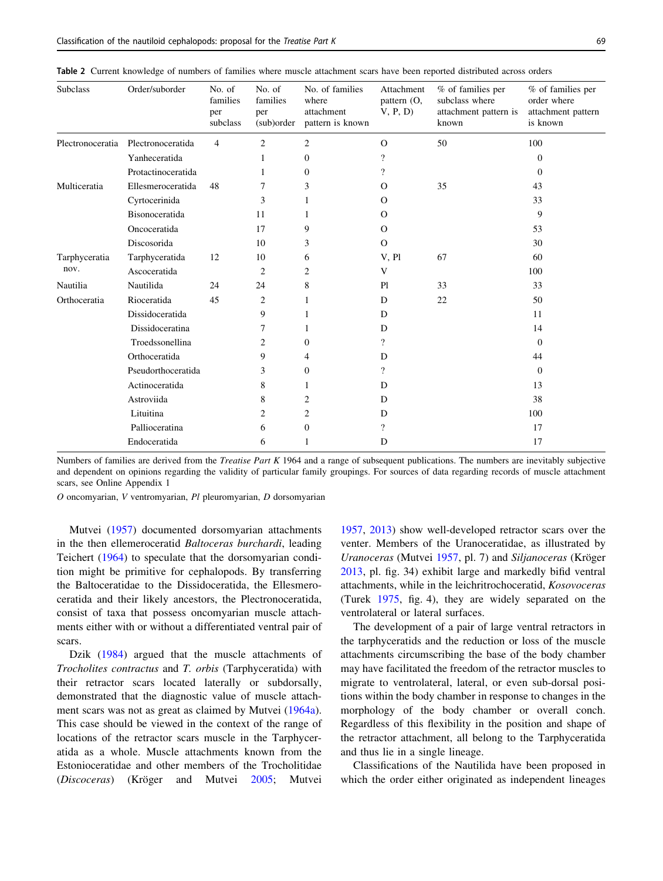**Table 2** Current knowledge of numbers of families where muscle attachment scars have been reported distributed across orders

| Subclass | Order/suborder | No. of families per subclass | No. of families per (sub)order | No. of families where attachment pattern is known | Attachment pattern (O, V, P, D) | % of families per subclass where attachment pattern is known | % of families per order where attachment pattern is known |
|---|---|---|---|---|---|---|---|
| Plectronoceratia | Plectronoceratida | 4 | 2 | 2 | O | 50 | 100 |
| | Yanheceratida | | 1 | 0 | ? | | 0 |
| | Protactinoceratida | | 1 | 0 | ? | | 0 |
| Multiceratia | Ellesmeroceratida | 48 | 7 | 3 | O | 35 | 43 |
| | Cyrtocerinida | | 3 | 1 | O | | 33 |
| | Bisonoceratida | | 11 | 1 | O | | 9 |
| | Oncoceratida | | 17 | 9 | O | | 53 |
| | Discosorida | | 10 | 3 | O | | 30 |
| Tarphyceratia nov. | Tarphyceratida | 12 | 10 | 6 | V, Pl | 67 | 60 |
| | Ascoceratida | | 2 | 2 | V | | 100 |
| Nautilia | Nautilida | 24 | 24 | 8 | Pl | 33 | 33 |
| Orthoceratia | Rioceratida | 45 | 2 | 1 | D | 22 | 50 |
| | Dissidoceratida | | 9 | 1 | D | | 11 |
| | Dissidoceratina | | 7 | 1 | D | | 14 |
| | Troedssonellina | | 2 | 0 | ? | | 0 |
| | Orthoceratida | | 9 | 4 | D | | 44 |
| | Pseudorthoceratida | | 3 | 0 | ? | | 0 |
| | Actinoceratida | | 8 | 1 | D | | 13 |
| | Astroviida | | 8 | 2 | D | | 38 |
| | Lituitina | | 2 | 2 | D | | 100 |
| | Pallioceratina | | 6 | 0 | ? | | 17 |
| | Endoceratida | | 6 | 1 | D | | 17 |

Numbers of families are derived from the *Treatise Part K* 1964 and a range of subsequent publications. The numbers are inevitably subjective and dependent on opinions regarding the validity of particular family groupings. For sources of data regarding records of muscle attachment scars, see Online Appendix 1

*O* oncomyarian, *V* ventromyarian, *Pl* pleuromyarian, *D* dorsomyarian

Mutvei (1957) documented dorsomyarian attachments in the then ellemeroceratid *Baltoceras burchardi*, leading Teichert (1964) to speculate that the dorsomyarian condition might be primitive for cephalopods. By transferring the Baltoceratidae to the Dissidoceratida, the Ellesmeroceratida and their likely ancestors, the Plectronoceratida, consist of taxa that possess oncomyarian muscle attachments either with or without a differentiated ventral pair of scars.

Dzik (1984) argued that the muscle attachments of *Trocholites contractus* and *T. orbis* (Tarphyceratida) with their retractor scars located laterally or subdorsally, demonstrated that the diagnostic value of muscle attachment scars was not as great as claimed by Mutvei (1964a). This case should be viewed in the context of the range of locations of the retractor scars muscle in the Tarphyceratida as a whole. Muscle attachments known from the Estonioceratidae and other members of the Trocholitidae (*Discoceras*) (Kröger and Mutvei 2005; Mutvei 1957, 2013) show well-developed retractor scars over the venter. Members of the Uranoceratidae, as illustrated by *Uranoceras* (Mutvei 1957, pl. 7) and *Siljanoceras* (Kröger 2013, pl. fig. 34) exhibit large and markedly bifid ventral attachments, while in the leichritrochoceratid, *Kosovoceras* (Turek 1975, fig. 4), they are widely separated on the ventrolateral or lateral surfaces.

The development of a pair of large ventral retractors in the tarphyceratids and the reduction or loss of the muscle attachments circumscribing the base of the body chamber may have facilitated the freedom of the retractor muscles to migrate to ventrolateral, lateral, or even sub-dorsal positions within the body chamber in response to changes in the morphology of the body chamber or overall conch. Regardless of this flexibility in the position and shape of the retractor attachment, all belong to the Tarphyceratida and thus lie in a single lineage.

Classifications of the Nautilida have been proposed in which the order either originated as independent lineages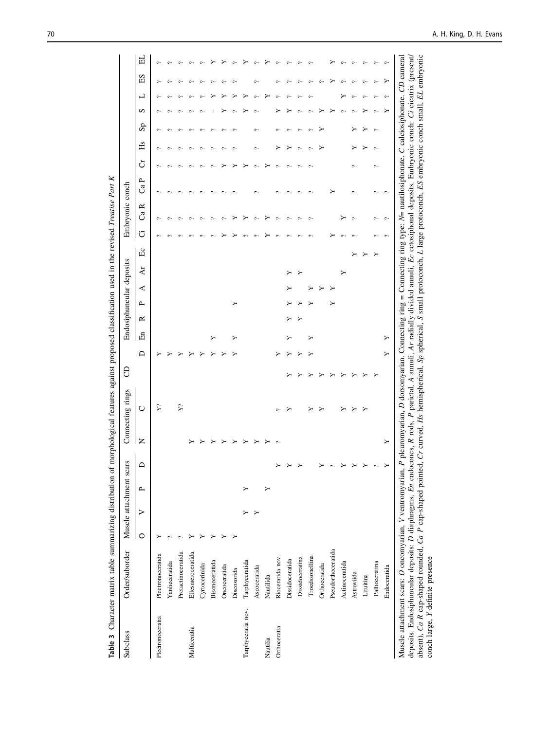**Table 3** Character matrix table summarizing distribution of morphological features against proposed classification used in the revised *Treatise Part K*

| Subclass | Order/suborder | Muscle attachment scars | | | | Connecting rings | | CD | Endosiphuncular deposits | | | | | | | Embryonic conch | | | | | | | | | |
|---|---|---|---|---|---|---|---|---|---|---|---|---|---|---|---|---|---|---|---|---|---|---|---|---|---|
| | | O | V | P | D | N | C | | D | En | R | P | A | Ar | Ec | Ci | Ca R | Ca P | Cr | Hs | Sp | S | L | ES | EL |
| Plectronoceratia | Plectronoceratida | Y | | | | | Y? | | Y | | | | | | | ? | ? | ? | ? | ? | ? | ? | ? | ? | ? |
| | Yanheceratida | ? | | | | | | | Y | | | | | | | ? | ? | ? | ? | ? | ? | ? | ? | ? | ? |
| | Protactinoceratida | ? | | | | | Y? | | Y | | | | | | | ? | ? | ? | ? | ? | ? | ? | ? | ? | ? |
| Multiceratia | Ellesmeroceratida | Y | | | | Y | | | Y | | | | | | | ? | ? | ? | ? | ? | ? | ? | ? | ? | ? |
| | Cyrtocerinida | Y | | | | Y | | | Y | | | | | | | ? | ? | ? | ? | ? | ? | ? | ? | ? | ? |
| | Bisonoceratida | Y | | | | Y | | | Y | Y | | | | | | ? | ? | ? | ? | ? | ? | – | Y | ? | Y |
| | Oncoceratida | Y | | | | Y | | | Y | | | | | | | Y | ? | ? | Y | ? | ? | Y | Y | ? | Y |
| | Discosorida | Y | | | | Y | | | Y | Y | | Y | | | | Y | Y | ? | Y | ? | ? | ? | Y | ? | ? |
| Tarphyceratia nov. | Tarphyceratida | | Y | Y | | Y | | | | | | | | | | ? | Y | | Y | | | Y | Y | ? | Y |
| | Ascoceratida | | Y | | | Y | | | | | | | | | | ? | ? | ? | ? | ? | ? | ? | ? | ? | ? |
| Nautilia | Nautilida | | | Y | | Y | | | | | | | | | | Y | Y | | Y | | | | Y | | Y |
| Orthoceratia | Rioceratida nov. | | | | Y | ? | ? | | Y | | | | | | | ? | ? | ? | ? | Y | ? | Y | ? | ? | ? |
| | Dissidoceratida | | | | Y | | Y | Y | Y | Y | Y | Y | Y | Y | | ? | ? | ? | ? | Y | ? | Y | ? | ? | ? |
| | Dissidoceratina | | | | Y | | | Y | Y | | Y | Y | | Y | | ? | ? | ? | ? | ? | ? | ? | ? | ? | ? |
| | Troedssonellina | | | | | | Y | Y | Y | Y | | Y | Y | | | ? | ? | ? | ? | ? | ? | ? | ? | ? | ? |
| | Orthoceratida | | | | Y | | Y | Y | | | | | Y | | | | | | | Y | Y | Y | | ? | |
| | Pseudorthoceratida | | | | ? | | | Y | | | | Y | Y | | | Y | | Y | | | | Y | | Y | Y |
| | Actinoceratida | | | | Y | | Y | Y | | | | | | Y | | ? | Y | | | | | ? | Y | ? | ? |
| | Astroviida | | | | Y | | Y | Y | | | | | | | Y | ? | ? | ? | ? | Y | Y | ? | ? | ? | ? |
| | Lituitina | | | | Y | | Y | Y | | | | | | Y | | | | | | Y | Y | Y | ? | ? | ? |
| | Pallioceratina | | | | ? | | | Y | | | | | | | Y | ? | ? | ? | ? | ? | ? | ? | ? | ? | ? |
| | Endoceratida | | | | Y | Y | | | Y | Y | | | | | | ? | ? | ? | | | | Y | ? | Y | ? |

Muscle attachment scars: *O* oncomyarian, *V* ventromyarian, *P* pleuromyarian, *D* dorsomyarian. Connecting ring = Connecting ring type: *N*= nautilosiphonate, *C* calciosiphonate. *CD* cameral deposits. Endosiphuncular deposits: *D* diaphragms, *En* endocones, *R* rods, *P* parietal, *A* annuli, *Ar* radially divided annuli, *Ec* ectosiphonal deposits. Embryonic conch: *Ci* cicatrix (present/absent), *Ca R* cap-shaped rounded, *Ca P* cap-shaped pointed, *Cr* curved, *Hs* hemispherical, *Sp* spherical, *S* small protoconch, *L* large protoconch, *ES* embryonic conch small, *EL* embryonic conch large, *Y* definite presence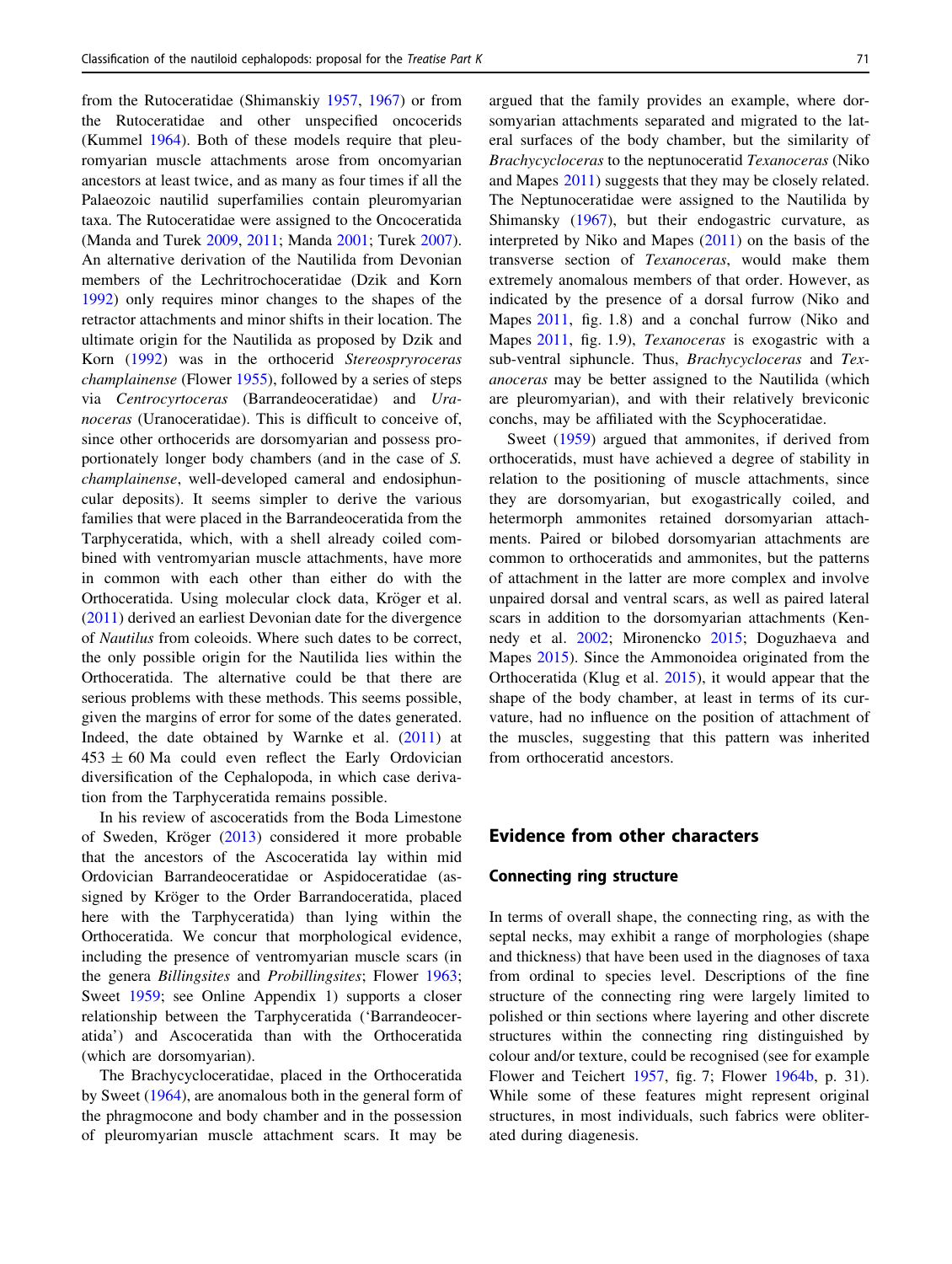from the Rutoceratidae (Shimanskiy 1957, 1967) or from the Rutoceratidae and other unspecified oncocerids (Kummel 1964). Both of these models require that pleuromyarian muscle attachments arose from oncomyarian ancestors at least twice, and as many as four times if all the Palaeozoic nautilid superfamilies contain pleuromyarian taxa. The Rutoceratidae were assigned to the Oncoceratida (Manda and Turek 2009, 2011; Manda 2001; Turek 2007). An alternative derivation of the Nautilida from Devonian members of the Lechritrochoceratidae (Dzik and Korn 1992) only requires minor changes to the shapes of the retractor attachments and minor shifts in their location. The ultimate origin for the Nautilida as proposed by Dzik and Korn (1992) was in the orthocerid *Stereospryroceras champlainense* (Flower 1955), followed by a series of steps via *Centrocyrtoceras* (Barrandeoceratidae) and *Uranoceras* (Uranoceratidae). This is difficult to conceive of, since other orthocerids are dorsomyarian and possess proportionately longer body chambers (and in the case of *S. champlainense*, well-developed cameral and endosiphuncular deposits). It seems simpler to derive the various families that were placed in the Barrandeoceratida from the Tarphyceratida, which, with a shell already coiled combined with ventromyarian muscle attachments, have more in common with each other than either do with the Orthoceratida. Using molecular clock data, Kröger et al. (2011) derived an earliest Devonian date for the divergence of *Nautilus* from coleoids. Where such dates to be correct, the only possible origin for the Nautilida lies within the Orthoceratida. The alternative could be that there are serious problems with these methods. This seems possible, given the margins of error for some of the dates generated. Indeed, the date obtained by Warnke et al. (2011) at $453 \pm 60$ Ma could even reflect the Early Ordovician diversification of the Cephalopoda, in which case derivation from the Tarphyceratida remains possible.

In his review of ascoceratids from the Boda Limestone of Sweden, Kröger (2013) considered it more probable that the ancestors of the Ascoceratida lay within mid Ordovician Barrandeoceratidae or Aspidoceratidae (assigned by Kröger to the Order Barrandoceratida, placed here with the Tarphyceratida) than lying within the Orthoceratida. We concur that morphological evidence, including the presence of ventromyarian muscle scars (in the genera *Billingsites* and *Probillingsites*; Flower 1963; Sweet 1959; see Online Appendix 1) supports a closer relationship between the Tarphyceratida ('Barrandeoceratida') and Ascoceratida than with the Orthoceratida (which are dorsomyarian).

The Brachycycloceratidae, placed in the Orthoceratida by Sweet (1964), are anomalous both in the general form of the phragmocone and body chamber and in the possession of pleuromyarian muscle attachment scars. It may be argued that the family provides an example, where dorsomyarian attachments separated and migrated to the lateral surfaces of the body chamber, but the similarity of *Brachycycloceras* to the neptunoceratid *Texanoceras* (Niko and Mapes 2011) suggests that they may be closely related. The Neptunoceratidae were assigned to the Nautilida by Shimansky (1967), but their endogastric curvature, as interpreted by Niko and Mapes (2011) on the basis of the transverse section of *Texanoceras*, would make them extremely anomalous members of that order. However, as indicated by the presence of a dorsal furrow (Niko and Mapes 2011, fig. 1.8) and a conchal furrow (Niko and Mapes 2011, fig. 1.9), *Texanoceras* is exogastric with a sub-ventral siphuncle. Thus, *Brachycycloceras* and *Texanoceras* may be better assigned to the Nautilida (which are pleuromyarian), and with their relatively breviconic conchs, may be affiliated with the Scyphoceratidae.

Sweet (1959) argued that ammonites, if derived from orthoceratids, must have achieved a degree of stability in relation to the positioning of muscle attachments, since they are dorsomyarian, but exogastrically coiled, and hetermorph ammonites retained dorsomyarian attachments. Paired or bilobed dorsomyarian attachments are common to orthoceratids and ammonites, but the patterns of attachment in the latter are more complex and involve unpaired dorsal and ventral scars, as well as paired lateral scars in addition to the dorsomyarian attachments (Kennedy et al. 2002; Mironencko 2015; Doguzhaeva and Mapes 2015). Since the Ammonoidea originated from the Orthoceratida (Klug et al. 2015), it would appear that the shape of the body chamber, at least in terms of its curvature, had no influence on the position of attachment of the muscles, suggesting that this pattern was inherited from orthoceratid ancestors.

## Evidence from other characters

### Connecting ring structure

In terms of overall shape, the connecting ring, as with the septal necks, may exhibit a range of morphologies (shape and thickness) that have been used in the diagnoses of taxa from ordinal to species level. Descriptions of the fine structure of the connecting ring were largely limited to polished or thin sections where layering and other discrete structures within the connecting ring distinguished by colour and/or texture, could be recognised (see for example Flower and Teichert 1957, fig. 7; Flower 1964b, p. 31). While some of these features might represent original structures, in most individuals, such fabrics were obliterated during diagenesis.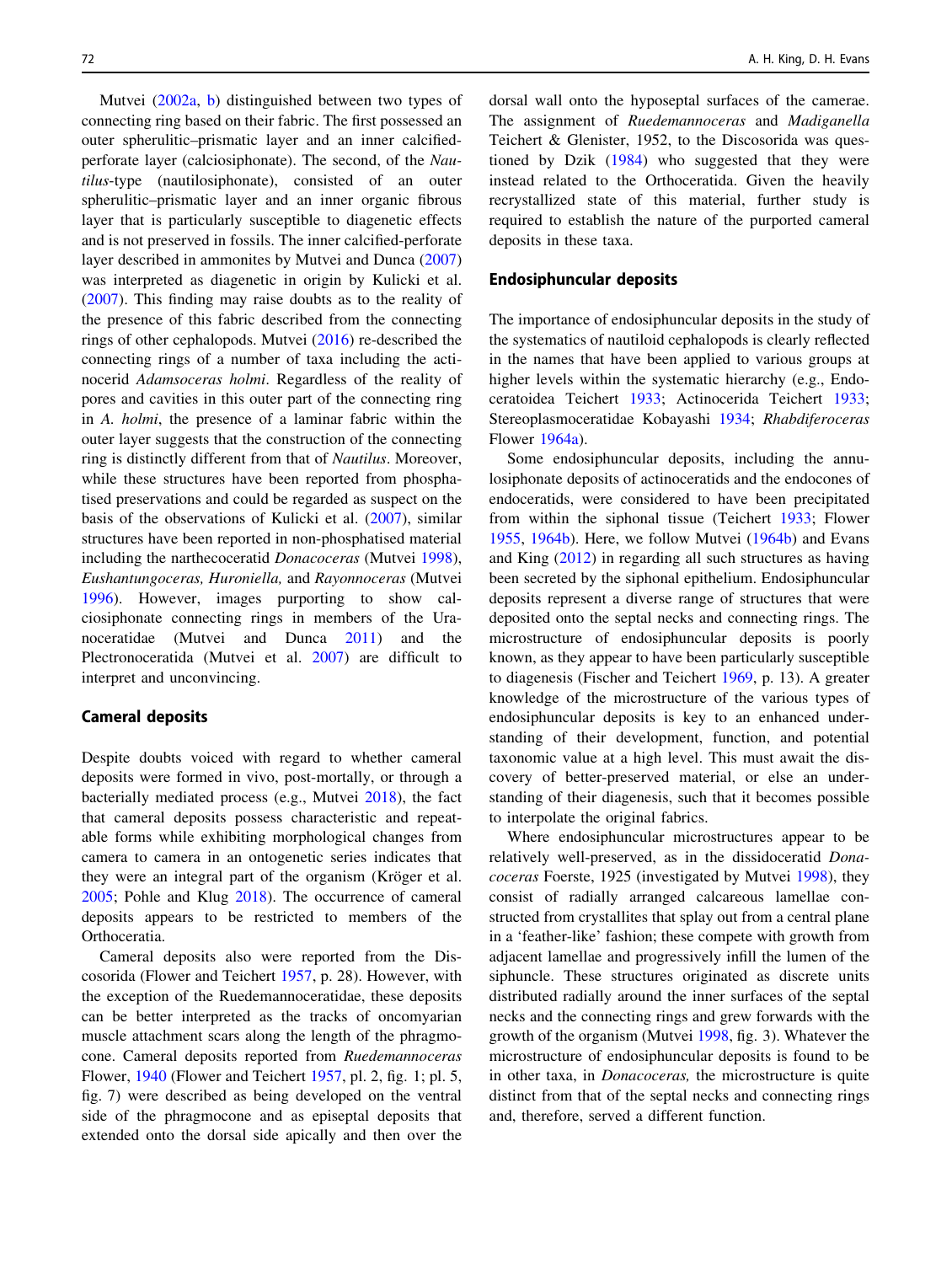Mutvei (2002a, b) distinguished between two types of connecting ring based on their fabric. The first possessed an outer spherulitic–prismatic layer and an inner calcified-perforate layer (calciosiphonate). The second, of the *Nautilus*-type (nautilosiphonate), consisted of an outer spherulitic–prismatic layer and an inner organic fibrous layer that is particularly susceptible to diagenetic effects and is not preserved in fossils. The inner calcified-perforate layer described in ammonites by Mutvei and Dunca (2007) was interpreted as diagenetic in origin by Kulicki et al. (2007). This finding may raise doubts as to the reality of the presence of this fabric described from the connecting rings of other cephalopods. Mutvei (2016) re-described the connecting rings of a number of taxa including the actinocerid *Adamsoceras holmi*. Regardless of the reality of pores and cavities in this outer part of the connecting ring in *A. holmi*, the presence of a laminar fabric within the outer layer suggests that the construction of the connecting ring is distinctly different from that of *Nautilus*. Moreover, while these structures have been reported from phosphatised preservations and could be regarded as suspect on the basis of the observations of Kulicki et al. (2007), similar structures have been reported in non-phosphatised material including the narthecoceratid *Donacoceras* (Mutvei 1998), *Eushantungoceras, Huroniella,* and *Rayonnoceras* (Mutvei 1996). However, images purporting to show calciosiphonate connecting rings in members of the Uranoceratidae (Mutvei and Dunca 2011) and the Plectronoceratida (Mutvei et al. 2007) are difficult to interpret and unconvincing.

## Cameral deposits

Despite doubts voiced with regard to whether cameral deposits were formed in vivo, post-mortally, or through a bacterially mediated process (e.g., Mutvei 2018), the fact that cameral deposits possess characteristic and repeatable forms while exhibiting morphological changes from camera to camera in an ontogenetic series indicates that they were an integral part of the organism (Kröger et al. 2005; Pohle and Klug 2018). The occurrence of cameral deposits appears to be restricted to members of the Orthoceratia.

Cameral deposits also were reported from the Discosorida (Flower and Teichert 1957, p. 28). However, with the exception of the Ruedemannoceratidae, these deposits can be better interpreted as the tracks of oncomyarian muscle attachment scars along the length of the phragmocone. Cameral deposits reported from *Ruedemannoceras* Flower, 1940 (Flower and Teichert 1957, pl. 2, fig. 1; pl. 5, fig. 7) were described as being developed on the ventral side of the phragmocone and as episeptal deposits that extended onto the dorsal side apically and then over the dorsal wall onto the hyposeptal surfaces of the camerae. The assignment of *Ruedemannoceras* and *Madiganella* Teichert & Glenister, 1952, to the Discosorida was questioned by Dzik (1984) who suggested that they were instead related to the Orthoceratida. Given the heavily recrystallized state of this material, further study is required to establish the nature of the purported cameral deposits in these taxa.

## Endosiphuncular deposits

The importance of endosiphuncular deposits in the study of the systematics of nautiloid cephalopods is clearly reflected in the names that have been applied to various groups at higher levels within the systematic hierarchy (e.g., Endoceratoidea Teichert 1933; Actinocerida Teichert 1933; Stereoplasmoceratidae Kobayashi 1934; *Rhabdiferoceras* Flower 1964a).

Some endosiphuncular deposits, including the annulosiphonate deposits of actinoceratids and the endocones of endoceratids, were considered to have been precipitated from within the siphonal tissue (Teichert 1933; Flower 1955, 1964b). Here, we follow Mutvei (1964b) and Evans and King (2012) in regarding all such structures as having been secreted by the siphonal epithelium. Endosiphuncular deposits represent a diverse range of structures that were deposited onto the septal necks and connecting rings. The microstructure of endosiphuncular deposits is poorly known, as they appear to have been particularly susceptible to diagenesis (Fischer and Teichert 1969, p. 13). A greater knowledge of the microstructure of the various types of endosiphuncular deposits is key to an enhanced understanding of their development, function, and potential taxonomic value at a high level. This must await the discovery of better-preserved material, or else an understanding of their diagenesis, such that it becomes possible to interpolate the original fabrics.

Where endosiphuncular microstructures appear to be relatively well-preserved, as in the dissidoceratid *Donacoceras* Foerste, 1925 (investigated by Mutvei 1998), they consist of radially arranged calcareous lamellae constructed from crystallites that splay out from a central plane in a 'feather-like' fashion; these compete with growth from adjacent lamellae and progressively infill the lumen of the siphuncle. These structures originated as discrete units distributed radially around the inner surfaces of the septal necks and the connecting rings and grew forwards with the growth of the organism (Mutvei 1998, fig. 3). Whatever the microstructure of endosiphuncular deposits is found to be in other taxa, in *Donacoceras,* the microstructure is quite distinct from that of the septal necks and connecting rings and, therefore, served a different function.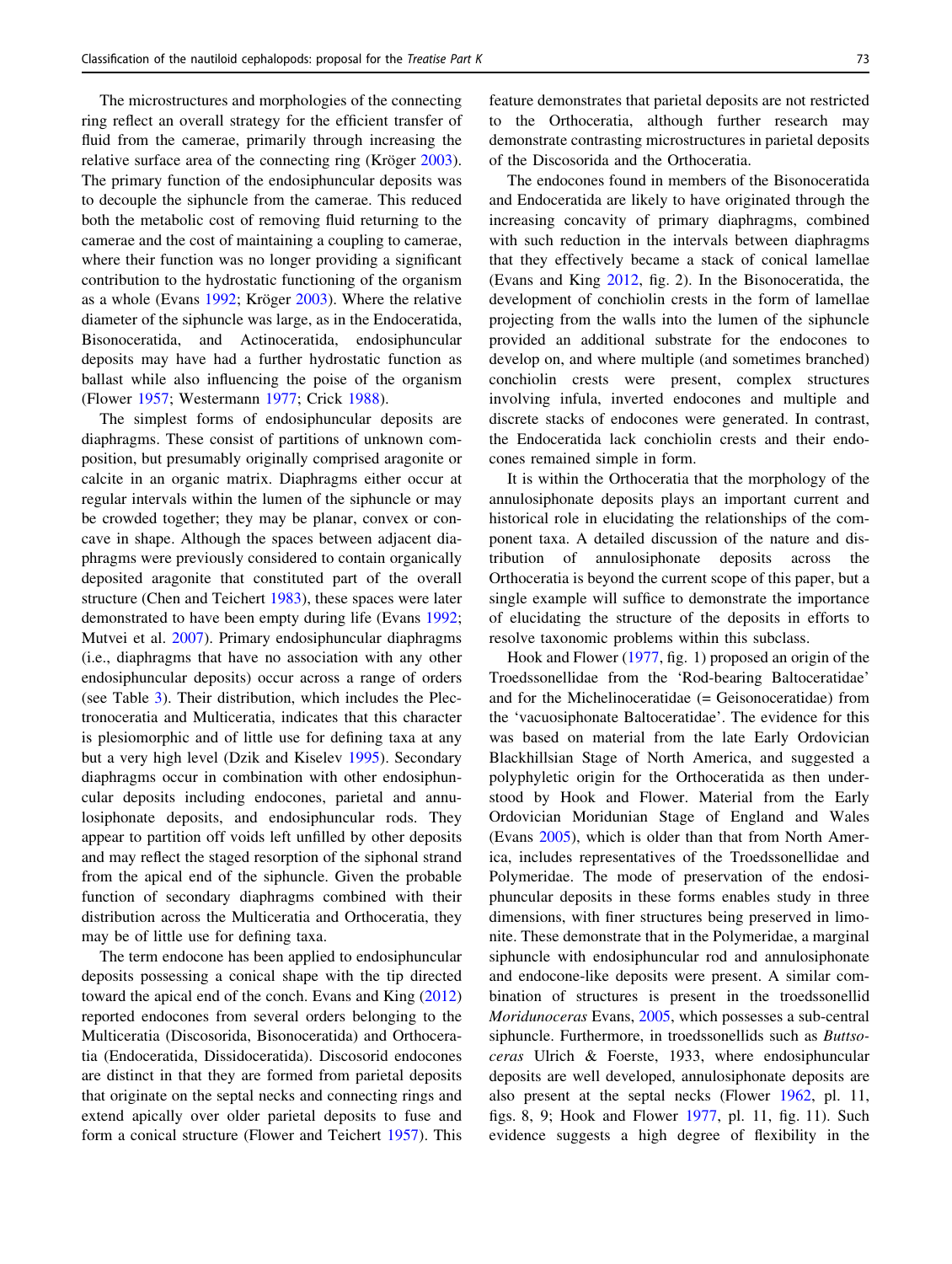The microstructures and morphologies of the connecting ring reflect an overall strategy for the efficient transfer of fluid from the camerae, primarily through increasing the relative surface area of the connecting ring (Kröger 2003). The primary function of the endosiphuncular deposits was to decouple the siphuncle from the camerae. This reduced both the metabolic cost of removing fluid returning to the camerae and the cost of maintaining a coupling to camerae, where their function was no longer providing a significant contribution to the hydrostatic functioning of the organism as a whole (Evans 1992; Kröger 2003). Where the relative diameter of the siphuncle was large, as in the Endoceratida, Bisonoceratida, and Actinoceratida, endosiphuncular deposits may have had a further hydrostatic function as ballast while also influencing the poise of the organism (Flower 1957; Westermann 1977; Crick 1988).

The simplest forms of endosiphuncular deposits are diaphragms. These consist of partitions of unknown composition, but presumably originally comprised aragonite or calcite in an organic matrix. Diaphragms either occur at regular intervals within the lumen of the siphuncle or may be crowded together; they may be planar, convex or concave in shape. Although the spaces between adjacent diaphragms were previously considered to contain organically deposited aragonite that constituted part of the overall structure (Chen and Teichert 1983), these spaces were later demonstrated to have been empty during life (Evans 1992; Mutvei et al. 2007). Primary endosiphuncular diaphragms (i.e., diaphragms that have no association with any other endosiphuncular deposits) occur across a range of orders (see Table 3). Their distribution, which includes the Plectronoceratia and Multiceratia, indicates that this character is plesiomorphic and of little use for defining taxa at any but a very high level (Dzik and Kiselev 1995). Secondary diaphragms occur in combination with other endosiphuncular deposits including endocones, parietal and annulosiphonate deposits, and endosiphuncular rods. They appear to partition off voids left unfilled by other deposits and may reflect the staged resorption of the siphonal strand from the apical end of the siphuncle. Given the probable function of secondary diaphragms combined with their distribution across the Multiceratia and Orthoceratia, they may be of little use for defining taxa.

The term endocone has been applied to endosiphuncular deposits possessing a conical shape with the tip directed toward the apical end of the conch. Evans and King (2012) reported endocones from several orders belonging to the Multiceratia (Discosorida, Bisonoceratida) and Orthoceratia (Endoceratida, Dissidoceratida). Discosorid endocones are distinct in that they are formed from parietal deposits that originate on the septal necks and connecting rings and extend apically over older parietal deposits to fuse and form a conical structure (Flower and Teichert 1957). This feature demonstrates that parietal deposits are not restricted to the Orthoceratia, although further research may demonstrate contrasting microstructures in parietal deposits of the Discosorida and the Orthoceratia.

The endocones found in members of the Bisonoceratida and Endoceratida are likely to have originated through the increasing concavity of primary diaphragms, combined with such reduction in the intervals between diaphragms that they effectively became a stack of conical lamellae (Evans and King 2012, fig. 2). In the Bisonoceratida, the development of conchiolin crests in the form of lamellae projecting from the walls into the lumen of the siphuncle provided an additional substrate for the endocones to develop on, and where multiple (and sometimes branched) conchiolin crests were present, complex structures involving infula, inverted endocones and multiple and discrete stacks of endocones were generated. In contrast, the Endoceratida lack conchiolin crests and their endocones remained simple in form.

It is within the Orthoceratia that the morphology of the annulosiphonate deposits plays an important current and historical role in elucidating the relationships of the component taxa. A detailed discussion of the nature and distribution of annulosiphonate deposits across the Orthoceratia is beyond the current scope of this paper, but a single example will suffice to demonstrate the importance of elucidating the structure of the deposits in efforts to resolve taxonomic problems within this subclass.

Hook and Flower (1977, fig. 1) proposed an origin of the Troedssonellidae from the 'Rod-bearing Baltoceratidae' and for the Michelinoceratidae (= Geisonoceratidae) from the 'vacuosiphonate Baltoceratidae'. The evidence for this was based on material from the late Early Ordovician Blackhillsian Stage of North America, and suggested a polyphyletic origin for the Orthoceratida as then understood by Hook and Flower. Material from the Early Ordovician Moridunian Stage of England and Wales (Evans 2005), which is older than that from North America, includes representatives of the Troedssonellidae and Polymeridae. The mode of preservation of the endosiphuncular deposits in these forms enables study in three dimensions, with finer structures being preserved in limonite. These demonstrate that in the Polymeridae, a marginal siphuncle with endosiphuncular rod and annulosiphonate and endocone-like deposits were present. A similar combination of structures is present in the troedssonellid *Moridunoceras* Evans, 2005, which possesses a sub-central siphuncle. Furthermore, in troedssonellids such as *Buttsoceras* Ulrich & Foerste, 1933, where endosiphuncular deposits are well developed, annulosiphonate deposits are also present at the septal necks (Flower 1962, pl. 11, figs. 8, 9; Hook and Flower 1977, pl. 11, fig. 11). Such evidence suggests a high degree of flexibility in the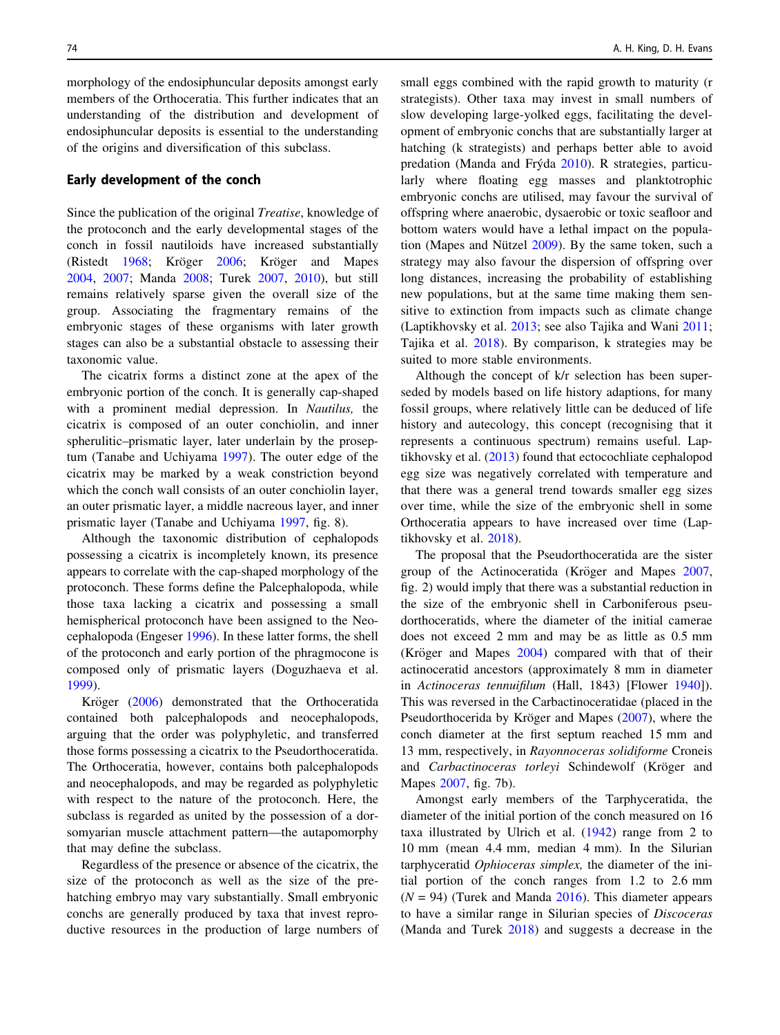morphology of the endosiphuncular deposits amongst early members of the Orthoceratia. This further indicates that an understanding of the distribution and development of endosiphuncular deposits is essential to the understanding of the origins and diversification of this subclass.

## Early development of the conch

Since the publication of the original *Treatise*, knowledge of the protoconch and the early developmental stages of the conch in fossil nautiloids have increased substantially (Ristedt 1968; Kröger 2006; Kröger and Mapes 2004, 2007; Manda 2008; Turek 2007, 2010), but still remains relatively sparse given the overall size of the group. Associating the fragmentary remains of the embryonic stages of these organisms with later growth stages can also be a substantial obstacle to assessing their taxonomic value.

The cicatrix forms a distinct zone at the apex of the embryonic portion of the conch. It is generally cap-shaped with a prominent medial depression. In *Nautilus,* the cicatrix is composed of an outer conchiolin, and inner spherulitic–prismatic layer, later underlain by the proseptum (Tanabe and Uchiyama 1997). The outer edge of the cicatrix may be marked by a weak constriction beyond which the conch wall consists of an outer conchiolin layer, an outer prismatic layer, a middle nacreous layer, and inner prismatic layer (Tanabe and Uchiyama 1997, fig. 8).

Although the taxonomic distribution of cephalopods possessing a cicatrix is incompletely known, its presence appears to correlate with the cap-shaped morphology of the protoconch. These forms define the Palcephalopoda, while those taxa lacking a cicatrix and possessing a small hemispherical protoconch have been assigned to the Neocephalopoda (Engeser 1996). In these latter forms, the shell of the protoconch and early portion of the phragmocone is composed only of prismatic layers (Doguzhaeva et al. 1999).

Kröger (2006) demonstrated that the Orthoceratida contained both palcephalopods and neocephalopods, arguing that the order was polyphyletic, and transferred those forms possessing a cicatrix to the Pseudorthoceratida. The Orthoceratia, however, contains both palcephalopods and neocephalopods, and may be regarded as polyphyletic with respect to the nature of the protoconch. Here, the subclass is regarded as united by the possession of a dorsomyarian muscle attachment pattern—the autapomorphy that may define the subclass.

Regardless of the presence or absence of the cicatrix, the size of the protoconch as well as the size of the pre-hatching embryo may vary substantially. Small embryonic conchs are generally produced by taxa that invest reproductive resources in the production of large numbers of small eggs combined with the rapid growth to maturity (r strategists). Other taxa may invest in small numbers of slow developing large-yolked eggs, facilitating the development of embryonic conchs that are substantially larger at hatching (k strategists) and perhaps better able to avoid predation (Manda and Frýda 2010). R strategies, particularly where floating egg masses and planktotrophic embryonic conchs are utilised, may favour the survival of offspring where anaerobic, dysaerobic or toxic seafloor and bottom waters would have a lethal impact on the population (Mapes and Nützel 2009). By the same token, such a strategy may also favour the dispersion of offspring over long distances, increasing the probability of establishing new populations, but at the same time making them sensitive to extinction from impacts such as climate change (Laptikhovsky et al. 2013; see also Tajika and Wani 2011; Tajika et al. 2018). By comparison, k strategies may be suited to more stable environments.

Although the concept of k/r selection has been superseded by models based on life history adaptions, for many fossil groups, where relatively little can be deduced of life history and autecology, this concept (recognising that it represents a continuous spectrum) remains useful. Laptikhovsky et al. (2013) found that ectocochliate cephalopod egg size was negatively correlated with temperature and that there was a general trend towards smaller egg sizes over time, while the size of the embryonic shell in some Orthoceratia appears to have increased over time (Laptikhovsky et al. 2018).

The proposal that the Pseudorthoceratida are the sister group of the Actinoceratida (Kröger and Mapes 2007, fig. 2) would imply that there was a substantial reduction in the size of the embryonic shell in Carboniferous pseudorthoceratids, where the diameter of the initial camerae does not exceed 2 mm and may be as little as 0.5 mm (Kröger and Mapes 2004) compared with that of their actinoceratid ancestors (approximately 8 mm in diameter in *Actinoceras tennuifilum* (Hall, 1843) [Flower 1940]). This was reversed in the Carbactinoceratidae (placed in the Pseudorthocerida by Kröger and Mapes (2007), where the conch diameter at the first septum reached 15 mm and 13 mm, respectively, in *Rayonnoceras solidiforme* Croneis and *Carbactinoceras torleyi* Schindewolf (Kröger and Mapes 2007, fig. 7b).

Amongst early members of the Tarphyceratida, the diameter of the initial portion of the conch measured on 16 taxa illustrated by Ulrich et al. (1942) range from 2 to 10 mm (mean 4.4 mm, median 4 mm). In the Silurian tarphyceratid *Ophioceras simplex,* the diameter of the initial portion of the conch ranges from 1.2 to 2.6 mm ($N = 94$) (Turek and Manda 2016). This diameter appears to have a similar range in Silurian species of *Discoceras* (Manda and Turek 2018) and suggests a decrease in the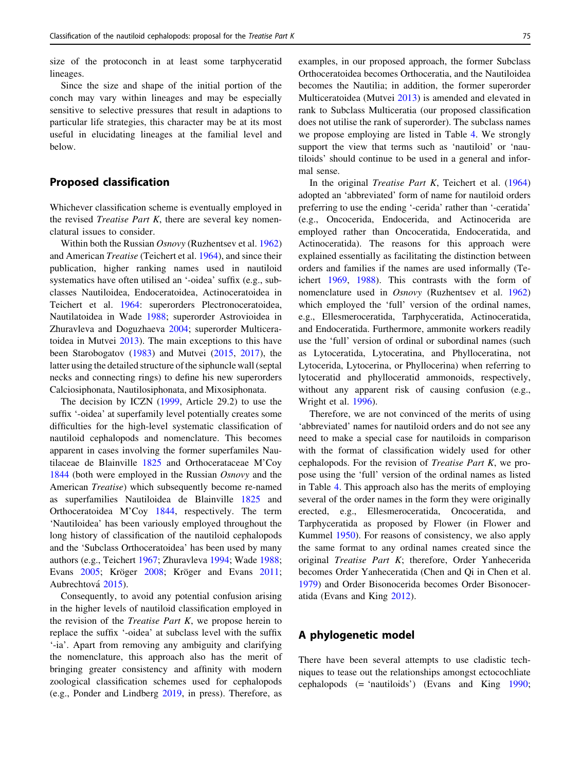size of the protoconch in at least some tarphyceratid lineages.

Since the size and shape of the initial portion of the conch may vary within lineages and may be especially sensitive to selective pressures that result in adaptions to particular life strategies, this character may be at its most useful in elucidating lineages at the familial level and below.

## Proposed classification

Whichever classification scheme is eventually employed in the revised *Treatise Part K*, there are several key nomenclatural issues to consider.

Within both the Russian *Osnovy* (Ruzhentsev et al. 1962) and American *Treatise* (Teichert et al. 1964), and since their publication, higher ranking names used in nautiloid systematics have often utilised an '-oidea' suffix (e.g., subclasses Nautiloidea, Endoceratoidea, Actinoceratoidea in Teichert et al. 1964: superorders Plectronoceratoidea, Nautilatoidea in Wade 1988; superorder Astrovioidea in Zhuravleva and Doguzhaeva 2004; superorder Multiceratoidea in Mutvei 2013). The main exceptions to this have been Starobogatov (1983) and Mutvei (2015, 2017), the latter using the detailed structure of the siphuncle wall (septal necks and connecting rings) to define his new superorders Calciosiphonata, Nautilosiphonata, and Mixosiphonata.

The decision by ICZN (1999, Article 29.2) to use the suffix '-oidea' at superfamily level potentially creates some difficulties for the high-level systematic classification of nautiloid cephalopods and nomenclature. This becomes apparent in cases involving the former superfamiles Nautilaceae de Blainville 1825 and Orthocerataceae M'Coy 1844 (both were employed in the Russian *Osnovy* and the American *Treatise*) which subsequently become re-named as superfamilies Nautiloidea de Blainville 1825 and Orthoceratoidea M'Coy 1844, respectively. The term 'Nautiloidea' has been variously employed throughout the long history of classification of the nautiloid cephalopods and the 'Subclass Orthoceratoidea' has been used by many authors (e.g., Teichert 1967; Zhuravleva 1994; Wade 1988; Evans 2005; Kröger 2008; Kröger and Evans 2011; Aubrechtová 2015).

Consequently, to avoid any potential confusion arising in the higher levels of nautiloid classification employed in the revision of the *Treatise Part K*, we propose herein to replace the suffix '-oidea' at subclass level with the suffix '-ia'. Apart from removing any ambiguity and clarifying the nomenclature, this approach also has the merit of bringing greater consistency and affinity with modern zoological classification schemes used for cephalopods (e.g., Ponder and Lindberg 2019, in press). Therefore, as examples, in our proposed approach, the former Subclass Orthoceratoidea becomes Orthoceratia, and the Nautiloidea becomes the Nautilia; in addition, the former superorder Multiceratoidea (Mutvei 2013) is amended and elevated in rank to Subclass Multiceratia (our proposed classification does not utilise the rank of superorder). The subclass names we propose employing are listed in Table 4. We strongly support the view that terms such as 'nautiloid' or 'nautiloids' should continue to be used in a general and informal sense.

In the original *Treatise Part K*, Teichert et al. (1964) adopted an 'abbreviated' form of name for nautiloid orders preferring to use the ending '-cerida' rather than '-ceratida' (e.g., Oncocerida, Endocerida, and Actinocerida are employed rather than Oncoceratida, Endoceratida, and Actinoceratida). The reasons for this approach were explained essentially as facilitating the distinction between orders and families if the names are used informally (Teichert 1969, 1988). This contrasts with the form of nomenclature used in *Osnovy* (Ruzhentsev et al. 1962) which employed the 'full' version of the ordinal names, e.g., Ellesmeroceratida, Tarphyceratida, Actinoceratida, and Endoceratida. Furthermore, ammonite workers readily use the 'full' version of ordinal or subordinal names (such as Lytoceratida, Lytoceratina, and Phylloceratina, not Lytocerida, Lytocerina, or Phyllocerina) when referring to lytoceratid and phylloceratid ammonoids, respectively, without any apparent risk of causing confusion (e.g., Wright et al. 1996).

Therefore, we are not convinced of the merits of using 'abbreviated' names for nautiloid orders and do not see any need to make a special case for nautiloids in comparison with the format of classification widely used for other cephalopods. For the revision of *Treatise Part K*, we propose using the 'full' version of the ordinal names as listed in Table 4. This approach also has the merits of employing several of the order names in the form they were originally erected, e.g., Ellesmeroceratida, Oncoceratida, and Tarphyceratida as proposed by Flower (in Flower and Kummel 1950). For reasons of consistency, we also apply the same format to any ordinal names created since the original *Treatise Part K*; therefore, Order Yanhecerida becomes Order Yanheceratida (Chen and Qi in Chen et al. 1979) and Order Bisonocerida becomes Order Bisonoceratida (Evans and King 2012).

## A phylogenetic model

There have been several attempts to use cladistic techniques to tease out the relationships amongst ectocochliate cephalopods (= 'nautiloids') (Evans and King 1990;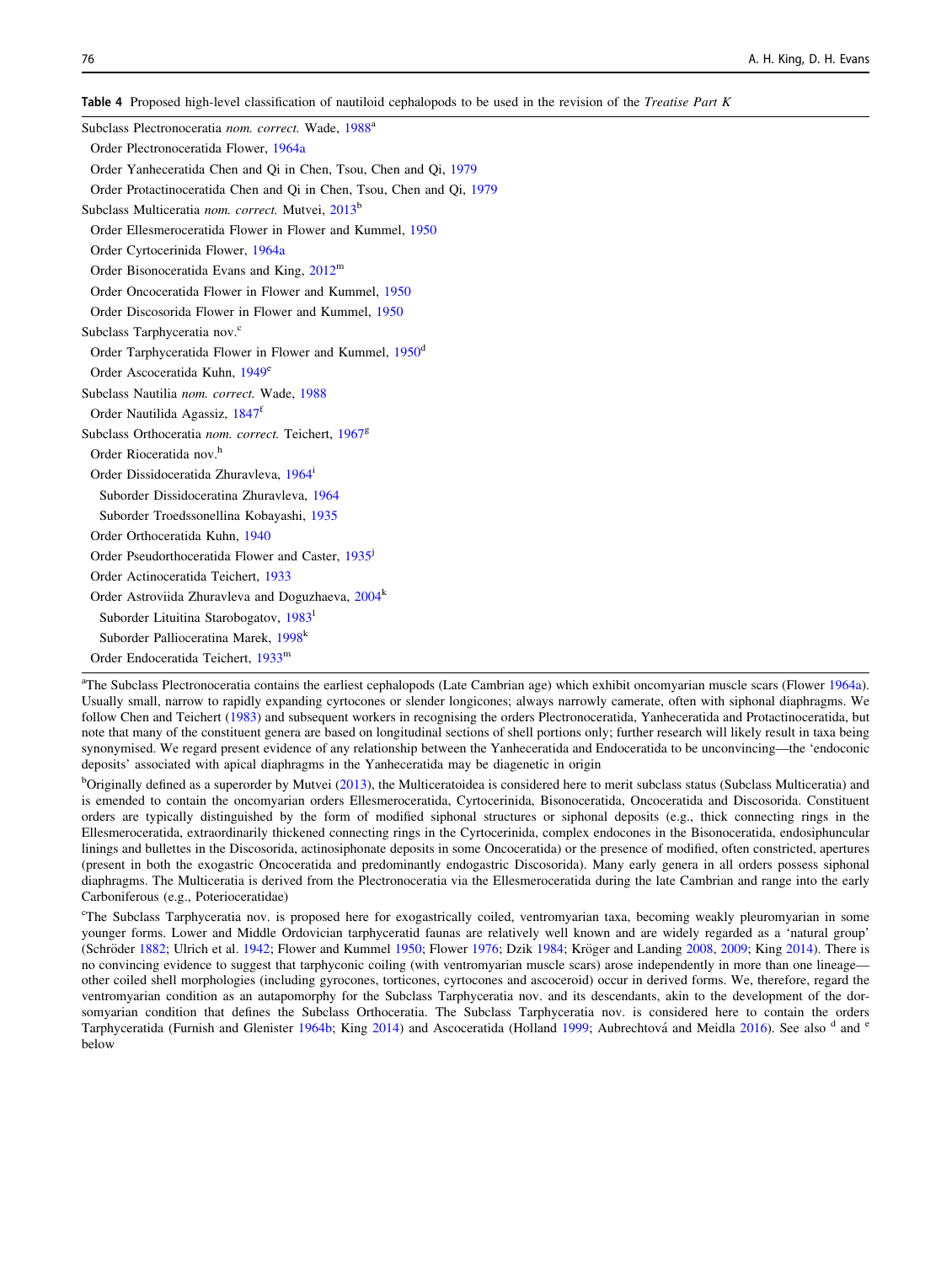**Table 4** Proposed high-level classification of nautiloid cephalopods to be used in the revision of the *Treatise Part K*

Subclass Plectronoceratia *nom. correct.* Wade, 1988[a]
- Order Plectronoceratida Flower, 1964a
- Order Yanheceratida Chen and Qi in Chen, Tsou, Chen and Qi, 1979
- Order Protactinoceratida Chen and Qi in Chen, Tsou, Chen and Qi, 1979

Subclass Multiceratia *nom. correct.* Mutvei, 2013[b]
- Order Ellesmeroceratida Flower in Flower and Kummel, 1950
- Order Cyrtocerinida Flower, 1964a
- Order Bisonoceratida Evans and King, 2012[m]
- Order Oncoceratida Flower in Flower and Kummel, 1950
- Order Discosorida Flower in Flower and Kummel, 1950

Subclass Tarphyceratia nov.[c]
- Order Tarphyceratida Flower in Flower and Kummel, 1950[d]
- Order Ascoceratida Kuhn, 1949[e]

Subclass Nautilia *nom. correct.* Wade, 1988
- Order Nautilida Agassiz, 1847[f]

Subclass Orthoceratia *nom. correct.* Teichert, 1967[g]
- Order Rioceratida nov.[h]
- Order Dissidoceratida Zhuravleva, 1964[i]
  - Suborder Dissidoceratina Zhuravleva, 1964
  - Suborder Troedssonellina Kobayashi, 1935
- Order Orthoceratida Kuhn, 1940
- Order Pseudorthoceratida Flower and Caster, 1935[j]
- Order Actinoceratida Teichert, 1933
- Order Astroviida Zhuravleva and Doguzhaeva, 2004[k]
  - Suborder Lituitina Starobogatov, 1983[l]
  - Suborder Pallioceratina Marek, 1998[k]
- Order Endoceratida Teichert, 1933[m]

[a]The Subclass Plectronoceratia contains the earliest cephalopods (Late Cambrian age) which exhibit oncomyarian muscle scars (Flower 1964a). Usually small, narrow to rapidly expanding cyrtocones or slender longicones; always narrowly camerate, often with siphonal diaphragms. We follow Chen and Teichert (1983) and subsequent workers in recognising the orders Plectronoceratida, Yanheceratida and Protactinoceratida, but note that many of the constituent genera are based on longitudinal sections of shell portions only; further research will likely result in taxa being synonymised. We regard present evidence of any relationship between the Yanheceratida and Endoceratida to be unconvincing—the 'endoconic deposits' associated with apical diaphragms in the Yanheceratida may be diagenetic in origin

[b]Originally defined as a superorder by Mutvei (2013), the Multiceratoidea is considered here to merit subclass status (Subclass Multiceratia) and is emended to contain the oncomyarian orders Ellesmeroceratida, Cyrtocerinida, Bisonoceratida, Oncoceratida and Discosorida. Constituent orders are typically distinguished by the form of modified siphonal structures or siphonal deposits (e.g., thick connecting rings in the Ellesmeroceratida, extraordinarily thickened connecting rings in the Cyrtocerinida, complex endocones in the Bisonoceratida, endosiphuncular linings and bullettes in the Discosorida, actinosiphonate deposits in some Oncoceratida) or the presence of modified, often constricted, apertures (present in both the exogastric Oncoceratida and predominantly endogastric Discosorida). Many early genera in all orders possess siphonal diaphragms. The Multiceratia is derived from the Plectronoceratia via the Ellesmeroceratida during the late Cambrian and range into the early Carboniferous (e.g., Poterioceratidae)

[c]The Subclass Tarphyceratia nov. is proposed here for exogastrically coiled, ventromyarian taxa, becoming weakly pleuromyarian in some younger forms. Lower and Middle Ordovician tarphyceratid faunas are relatively well known and are widely regarded as a 'natural group' (Schröder 1882; Ulrich et al. 1942; Flower and Kummel 1950; Flower 1976; Dzik 1984; Kröger and Landing 2008, 2009; King 2014). There is no convincing evidence to suggest that tarphyconic coiling (with ventromyarian muscle scars) arose independently in more than one lineage—other coiled shell morphologies (including gyrocones, torticones, cyrtocones and ascoceroid) occur in derived forms. We, therefore, regard the ventromyarian condition as an autapomorphy for the Subclass Tarphyceratia nov. and its descendants, akin to the development of the dorsomyarian condition that defines the Subclass Orthoceratia. The Subclass Tarphyceratia nov. is considered here to contain the orders Tarphyceratida (Furnish and Glenister 1964b; King 2014) and Ascoceratida (Holland 1999; Aubrechtová and Meidla 2016). See also [d] and [e] below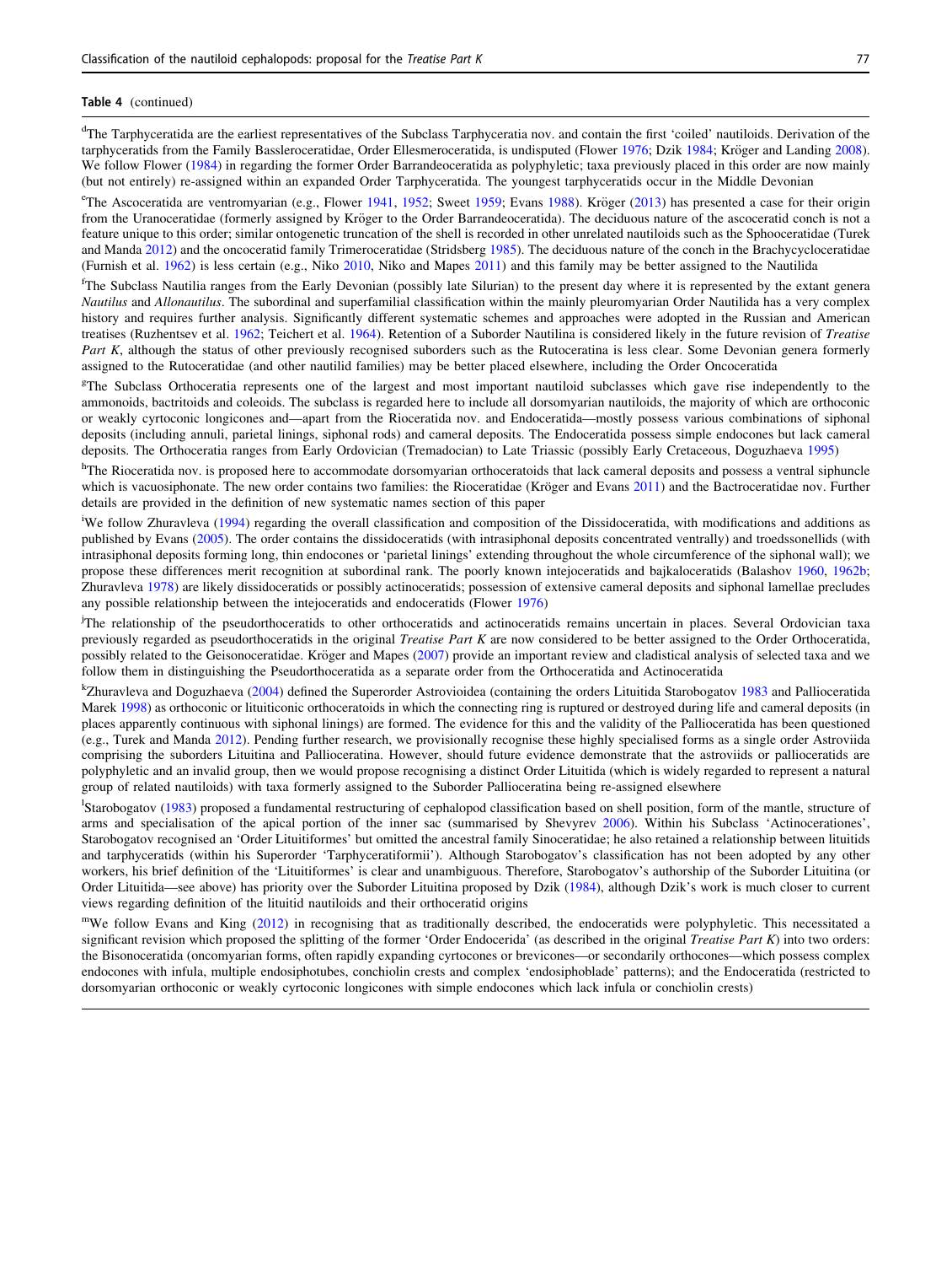**Table 4** (continued)

[d]The Tarphyceratida are the earliest representatives of the Subclass Tarphyceratia nov. and contain the first 'coiled' nautiloids. Derivation of the tarphyceratids from the Family Bassleroceratidae, Order Ellesmeroceratida, is undisputed (Flower 1976; Dzik 1984; Kröger and Landing 2008). We follow Flower (1984) in regarding the former Order Barrandeoceratida as polyphyletic; taxa previously placed in this order are now mainly (but not entirely) re-assigned within an expanded Order Tarphyceratida. The youngest tarphyceratids occur in the Middle Devonian

[e]The Ascoceratida are ventromyarian (e.g., Flower 1941, 1952; Sweet 1959; Evans 1988). Kröger (2013) has presented a case for their origin from the Uranoceratidae (formerly assigned by Kröger to the Order Barrandeoceratida). The deciduous nature of the ascoceratid conch is not a feature unique to this order; similar ontogenetic truncation of the shell is recorded in other unrelated nautiloids such as the Sphooceratidae (Turek and Manda 2012) and the oncoceratid family Trimeroceratidae (Stridsberg 1985). The deciduous nature of the conch in the Brachycycloceratidae (Furnish et al. 1962) is less certain (e.g., Niko 2010, Niko and Mapes 2011) and this family may be better assigned to the Nautilida

[f]The Subclass Nautilia ranges from the Early Devonian (possibly late Silurian) to the present day where it is represented by the extant genera *Nautilus* and *Allonautilus*. The subordinal and superfamilial classification within the mainly pleuromyarian Order Nautilida has a very complex history and requires further analysis. Significantly different systematic schemes and approaches were adopted in the Russian and American treatises (Ruzhentsev et al. 1962; Teichert et al. 1964). Retention of a Suborder Nautilina is considered likely in the future revision of *Treatise Part K*, although the status of other previously recognised suborders such as the Rutoceratina is less clear. Some Devonian genera formerly assigned to the Rutoceratidae (and other nautilid families) may be better placed elsewhere, including the Order Oncoceratida

[g]The Subclass Orthoceratia represents one of the largest and most important nautiloid subclasses which gave rise independently to the ammonoids, bactritoids and coleoids. The subclass is regarded here to include all dorsomyarian nautiloids, the majority of which are orthoconic or weakly cyrtoconic longicones and—apart from the Rioceratida nov. and Endoceratida—mostly possess various combinations of siphonal deposits (including annuli, parietal linings, siphonal rods) and cameral deposits. The Endoceratida possess simple endocones but lack cameral deposits. The Orthoceratia ranges from Early Ordovician (Tremadocian) to Late Triassic (possibly Early Cretaceous, Doguzhaeva 1995)

[h]The Rioceratida nov. is proposed here to accommodate dorsomyarian orthoceratoids that lack cameral deposits and possess a ventral siphuncle which is vacuosiphonate. The new order contains two families: the Rioceratidae (Kröger and Evans 2011) and the Bactroceratidae nov. Further details are provided in the definition of new systematic names section of this paper

[i]We follow Zhuravleva (1994) regarding the overall classification and composition of the Dissidoceratida, with modifications and additions as published by Evans (2005). The order contains the dissidoceratids (with intrasiphonal deposits concentrated ventrally) and troedssonellids (with intrasiphonal deposits forming long, thin endocones or 'parietal linings' extending throughout the whole circumference of the siphonal wall); we propose these differences merit recognition at subordinal rank. The poorly known intejoceratids and bajkaloceratids (Balashov 1960, 1962b; Zhuravleva 1978) are likely dissidoceratids or possibly actinoceratids; possession of extensive cameral deposits and siphonal lamellae precludes any possible relationship between the intejoceratids and endoceratids (Flower 1976)

[j]The relationship of the pseudorthoceratids to other orthoceratids and actinoceratids remains uncertain in places. Several Ordovician taxa previously regarded as pseudorthoceratids in the original *Treatise Part K* are now considered to be better assigned to the Order Orthoceratida, possibly related to the Geisonoceratidae. Kröger and Mapes (2007) provide an important review and cladistical analysis of selected taxa and we follow them in distinguishing the Pseudorthoceratida as a separate order from the Orthoceratida and Actinoceratida

[k]Zhuravleva and Doguzhaeva (2004) defined the Superorder Astrovioidea (containing the orders Lituitida Starobogatov 1983 and Pallioceratida Marek 1998) as orthoconic or lituiticonic orthoceratoids in which the connecting ring is ruptured or destroyed during life and cameral deposits (in places apparently continuous with siphonal linings) are formed. The evidence for this and the validity of the Pallioceratida has been questioned (e.g., Turek and Manda 2012). Pending further research, we provisionally recognise these highly specialised forms as a single order Astroviida comprising the suborders Lituitina and Pallioceratina. However, should future evidence demonstrate that the astroviids or pallioceratids are polyphyletic and an invalid group, then we would propose recognising a distinct Order Lituitida (which is widely regarded to represent a natural group of related nautiloids) with taxa formerly assigned to the Suborder Pallioceratina being re-assigned elsewhere

[l]Starobogatov (1983) proposed a fundamental restructuring of cephalopod classification based on shell position, form of the mantle, structure of arms and specialisation of the apical portion of the inner sac (summarised by Shevyrev 2006). Within his Subclass 'Actinocerationes', Starobogatov recognised an 'Order Lituitiformes' but omitted the ancestral family Sinoceratidae; he also retained a relationship between lituitids and tarphyceratids (within his Superorder 'Tarphyceratiformii'). Although Starobogatov's classification has not been adopted by any other workers, his brief definition of the 'Lituitiformes' is clear and unambiguous. Therefore, Starobogatov's authorship of the Suborder Lituitina (or Order Lituitida—see above) has priority over the Suborder Lituitina proposed by Dzik (1984), although Dzik's work is much closer to current views regarding definition of the lituitid nautiloids and their orthoceratid origins

[m]We follow Evans and King (2012) in recognising that as traditionally described, the endoceratids were polyphyletic. This necessitated a significant revision which proposed the splitting of the former 'Order Endocerida' (as described in the original *Treatise Part K*) into two orders: the Bisonoceratida (oncomyarian forms, often rapidly expanding cyrtocones or brevicones—or secondarily orthocones—which possess complex endocones with infula, multiple endosiphotubes, conchiolin crests and complex 'endosiphoblade' patterns); and the Endoceratida (restricted to dorsomyarian orthoconic or weakly cyrtoconic longicones with simple endocones which lack infula or conchiolin crests)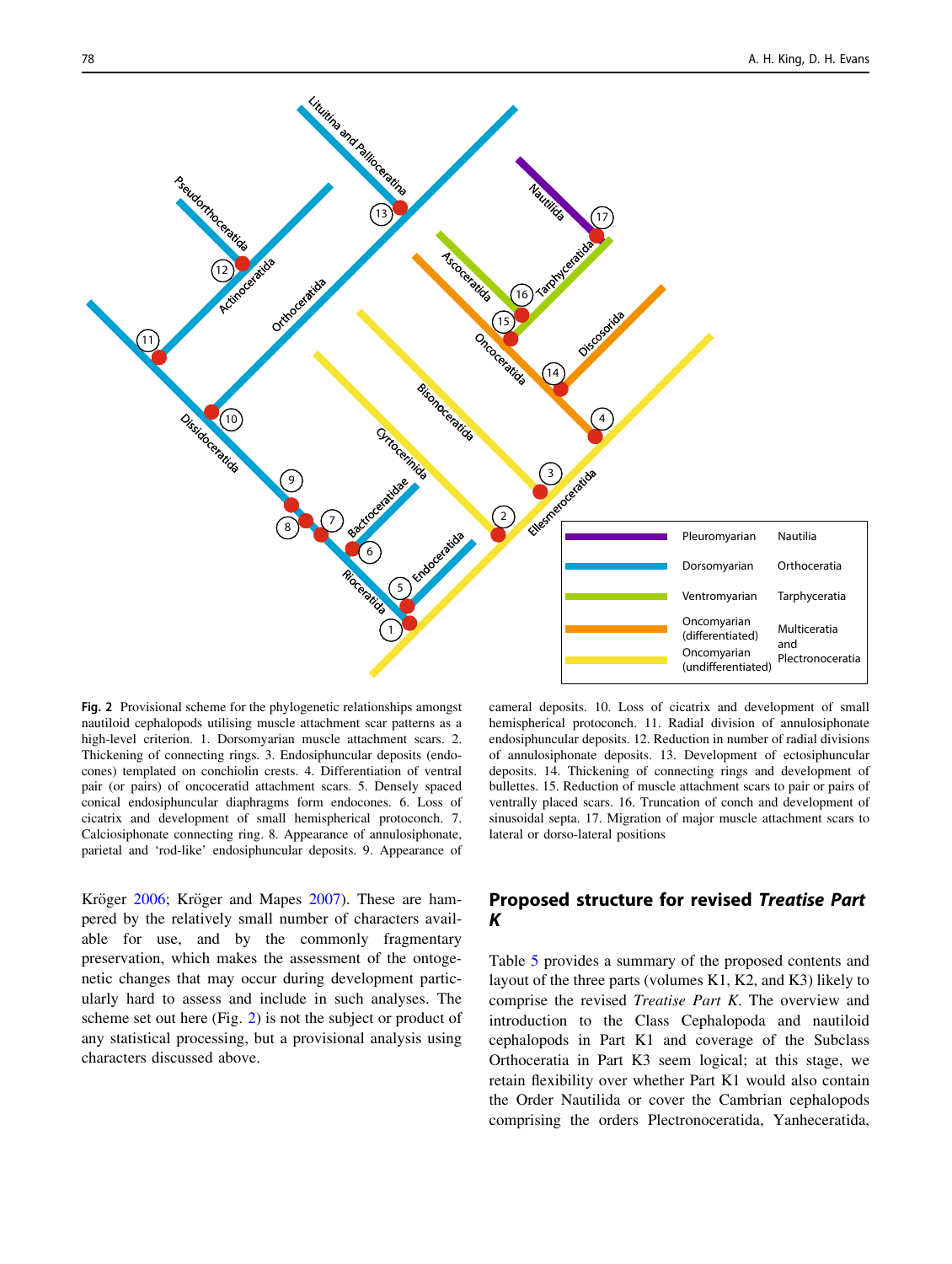**Fig. 2** Provisional scheme for the phylogenetic relationships amongst nautiloid cephalopods utilising muscle attachment scar patterns as a high-level criterion. 1. Dorsomyarian muscle attachment scars. 2. Thickening of connecting rings. 3. Endosiphuncular deposits (endocones) templated on conchiolin crests. 4. Differentiation of ventral pair (or pairs) of oncoceratid attachment scars. 5. Densely spaced conical endosiphuncular diaphragms form endocones. 6. Loss of cicatrix and development of small hemispherical protoconch. 7. Calciosiphonate connecting ring. 8. Appearance of annulosiphonate, parietal and 'rod-like' endosiphuncular deposits. 9. Appearance of cameral deposits. 10. Loss of cicatrix and development of small hemispherical protoconch. 11. Radial division of annulosiphonate endosiphuncular deposits. 12. Reduction in number of radial divisions of annulosiphonate deposits. 13. Development of ectosiphuncular deposits. 14. Thickening of connecting rings and development of bullettes. 15. Reduction of muscle attachment scars to pair or pairs of ventrally placed scars. 16. Truncation of conch and development of sinusoidal septa. 17. Migration of major muscle attachment scars to lateral or dorso-lateral positions

Kröger 2006; Kröger and Mapes 2007). These are hampered by the relatively small number of characters available for use, and by the commonly fragmentary preservation, which makes the assessment of the ontogenetic changes that may occur during development particularly hard to assess and include in such analyses. The scheme set out here (Fig. 2) is not the subject or product of any statistical processing, but a provisional analysis using characters discussed above.

## Proposed structure for revised *Treatise Part K*

Table 5 provides a summary of the proposed contents and layout of the three parts (volumes K1, K2, and K3) likely to comprise the revised *Treatise Part K*. The overview and introduction to the Class Cephalopoda and nautiloid cephalopods in Part K1 and coverage of the Subclass Orthoceratia in Part K3 seem logical; at this stage, we retain flexibility over whether Part K1 would also contain the Order Nautilida or cover the Cambrian cephalopods comprising the orders Plectronoceratida, Yanheceratida,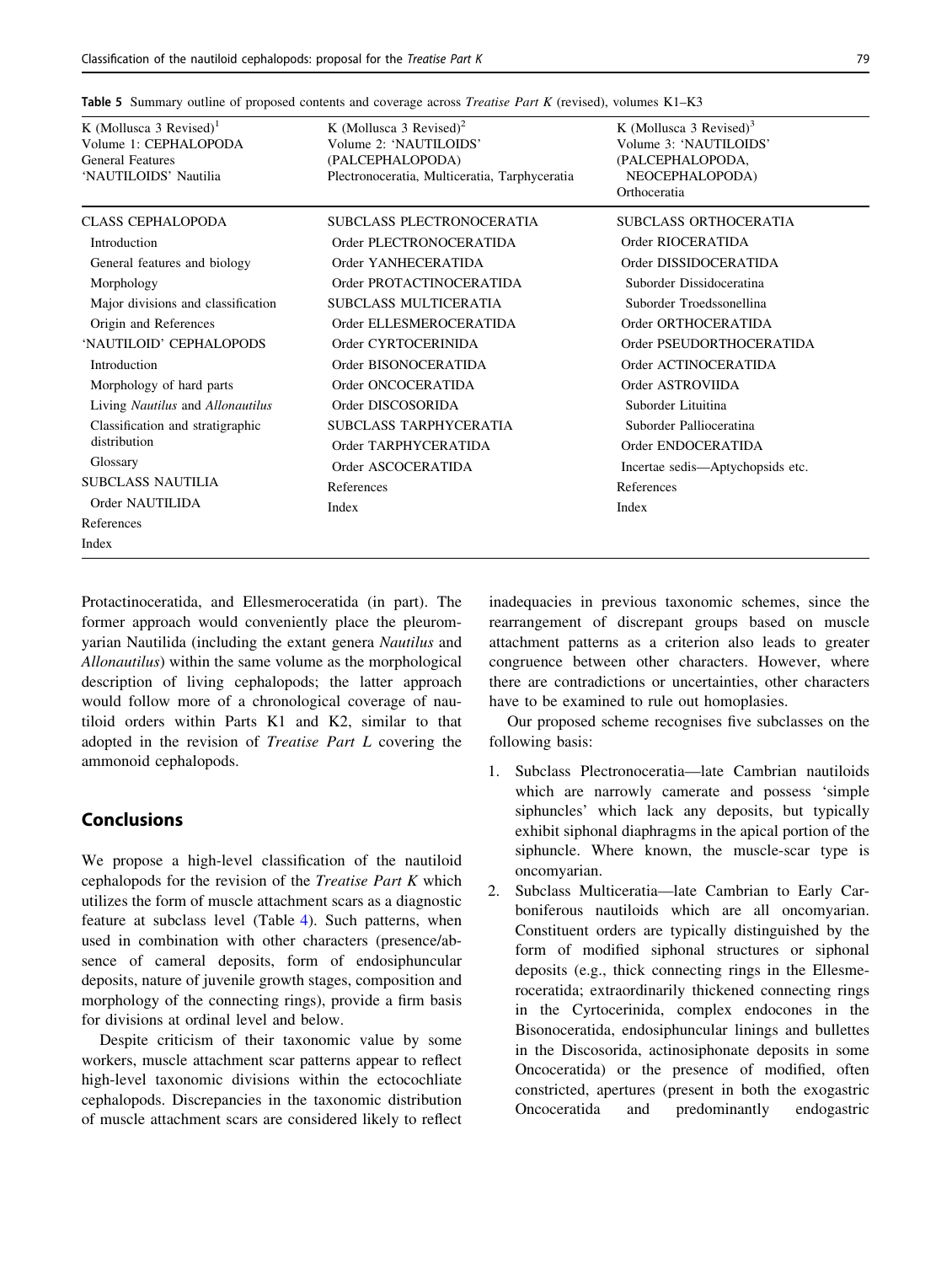**Table 5** Summary outline of proposed contents and coverage across *Treatise Part K* (revised), volumes K1–K3

| K (Mollusca 3 Revised)[1] Volume 1: CEPHALOPODA General Features 'NAUTILOIDS' Nautilia | K (Mollusca 3 Revised)[2] Volume 2: 'NAUTILOIDS' (PALCEPHALOPODA) Plectronoceratia, Multiceratia, Tarphyceratia | K (Mollusca 3 Revised)[3] Volume 3: 'NAUTILOIDS' (PALCEPHALOPODA, NEOCEPHALOPODA) Orthoceratia |
|---|---|---|
| CLASS CEPHALOPODA | SUBCLASS PLECTRONOCERATIA | SUBCLASS ORTHOCERATIA |
| Introduction | Order PLECTRONOCERATIDA | Order RIOCERATIDA |
| General features and biology | Order YANHECERATIDA | Order DISSIDOCERATIDA |
| Morphology | Order PROTACTINOCERATIDA | Suborder Dissidoceratina |
| Major divisions and classification | SUBCLASS MULTICERATIA | Suborder Troedssonellina |
| Origin and References | Order ELLESMEROCERATIDA | Order ORTHOCERATIDA |
| 'NAUTILOID' CEPHALOPODS | Order CYRTOCERINIDA | Order PSEUDORTHOCERATIDA |
| Introduction | Order BISONOCERATIDA | Order ACTINOCERATIDA |
| Morphology of hard parts | Order ONCOCERATIDA | Order ASTROVIIDA |
| Living *Nautilus* and *Allonautilus* | Order DISCOSORIDA | Suborder Lituitina |
| Classification and stratigraphic distribution | SUBCLASS TARPHYCERATIA | Suborder Pallioceratina |
| | Order TARPHYCERATIDA | Order ENDOCERATIDA |
| Glossary | Order ASCOCERATIDA | Incertae sedis—Aptychopsids etc. |
| SUBCLASS NAUTILIA | References | References |
| Order NAUTILIDA | Index | Index |
| References | | |
| Index | | |

Protactinoceratida, and Ellesmeroceratida (in part). The former approach would conveniently place the pleuromyarian Nautilida (including the extant genera *Nautilus* and *Allonautilus*) within the same volume as the morphological description of living cephalopods; the latter approach would follow more of a chronological coverage of nautiloid orders within Parts K1 and K2, similar to that adopted in the revision of *Treatise Part L* covering the ammonoid cephalopods.

## Conclusions

We propose a high-level classification of the nautiloid cephalopods for the revision of the *Treatise Part K* which utilizes the form of muscle attachment scars as a diagnostic feature at subclass level (Table 4). Such patterns, when used in combination with other characters (presence/absence of cameral deposits, form of endosiphuncular deposits, nature of juvenile growth stages, composition and morphology of the connecting rings), provide a firm basis for divisions at ordinal level and below.

Despite criticism of their taxonomic value by some workers, muscle attachment scar patterns appear to reflect high-level taxonomic divisions within the ectocochliate cephalopods. Discrepancies in the taxonomic distribution of muscle attachment scars are considered likely to reflect inadequacies in previous taxonomic schemes, since the rearrangement of discrepant groups based on muscle attachment patterns as a criterion also leads to greater congruence between other characters. However, where there are contradictions or uncertainties, other characters have to be examined to rule out homoplasies.

Our proposed scheme recognises five subclasses on the following basis:

1. Subclass Plectronoceratia—late Cambrian nautiloids which are narrowly camerate and possess 'simple siphuncles' which lack any deposits, but typically exhibit siphonal diaphragms in the apical portion of the siphuncle. Where known, the muscle-scar type is oncomyarian.
2. Subclass Multiceratia—late Cambrian to Early Carboniferous nautiloids which are all oncomyarian. Constituent orders are typically distinguished by the form of modified siphonal structures or siphonal deposits (e.g., thick connecting rings in the Ellesmeroceratida; extraordinarily thickened connecting rings in the Cyrtocerinida, complex endocones in the Bisonoceratida, endosiphuncular linings and bullettes in the Discosorida, actinosiphonate deposits in some Oncoceratida) or the presence of modified, often constricted, apertures (present in both the exogastric Oncoceratida and predominantly endogastric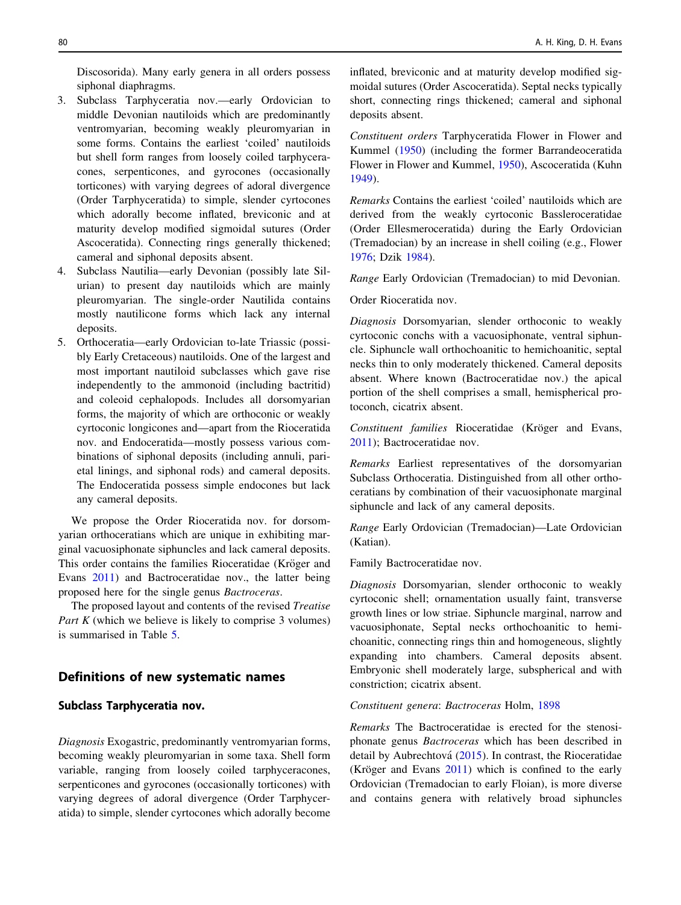Discosorida). Many early genera in all orders possess siphonal diaphragms.

3. Subclass Tarphyceratia nov.—early Ordovician to middle Devonian nautiloids which are predominantly ventromyarian, becoming weakly pleuromyarian in some forms. Contains the earliest 'coiled' nautiloids but shell form ranges from loosely coiled tarphyceracones, serpenticones, and gyrocones (occasionally torticones) with varying degrees of adoral divergence (Order Tarphyceratida) to simple, slender cyrtocones which adorally become inflated, breviconic and at maturity develop modified sigmoidal sutures (Order Ascoceratida). Connecting rings generally thickened; cameral and siphonal deposits absent.
4. Subclass Nautilia—early Devonian (possibly late Silurian) to present day nautiloids which are mainly pleuromyarian. The single-order Nautilida contains mostly nautilicone forms which lack any internal deposits.
5. Orthoceratia—early Ordovician to-late Triassic (possibly Early Cretaceous) nautiloids. One of the largest and most important nautiloid subclasses which gave rise independently to the ammonoid (including bactritid) and coleoid cephalopods. Includes all dorsomyarian forms, the majority of which are orthoconic or weakly cyrtoconic longicones and—apart from the Rioceratida nov. and Endoceratida—mostly possess various combinations of siphonal deposits (including annuli, parietal linings, and siphonal rods) and cameral deposits. The Endoceratida possess simple endocones but lack any cameral deposits.

We propose the Order Rioceratida nov. for dorsomyarian orthoceratians which are unique in exhibiting marginal vacuosiphonate siphuncles and lack cameral deposits. This order contains the families Rioceratidae (Kröger and Evans 2011) and Bactroceratidae nov., the latter being proposed here for the single genus *Bactroceras*.

The proposed layout and contents of the revised *Treatise Part K* (which we believe is likely to comprise 3 volumes) is summarised in Table 5.

## Definitions of new systematic names

### Subclass Tarphyceratia nov.

*Diagnosis* Exogastric, predominantly ventromyarian forms, becoming weakly pleuromyarian in some taxa. Shell form variable, ranging from loosely coiled tarphyceracones, serpenticones and gyrocones (occasionally torticones) with varying degrees of adoral divergence (Order Tarphyceratida) to simple, slender cyrtocones which adorally become inflated, breviconic and at maturity develop modified sigmoidal sutures (Order Ascoceratida). Septal necks typically short, connecting rings thickened; cameral and siphonal deposits absent.

*Constituent orders* Tarphyceratida Flower in Flower and Kummel (1950) (including the former Barrandeoceratida Flower in Flower and Kummel, 1950), Ascoceratida (Kuhn 1949).

*Remarks* Contains the earliest 'coiled' nautiloids which are derived from the weakly cyrtoconic Bassleroceratidae (Order Ellesmeroceratida) during the Early Ordovician (Tremadocian) by an increase in shell coiling (e.g., Flower 1976; Dzik 1984).

*Range* Early Ordovician (Tremadocian) to mid Devonian.

Order Rioceratida nov.

*Diagnosis* Dorsomyarian, slender orthoconic to weakly cyrtoconic conchs with a vacuosiphonate, ventral siphuncle. Siphuncle wall orthochoanitic to hemichoanitic, septal necks thin to only moderately thickened. Cameral deposits absent. Where known (Bactroceratidae nov.) the apical portion of the shell comprises a small, hemispherical protoconch, cicatrix absent.

*Constituent families* Rioceratidae (Kröger and Evans, 2011); Bactroceratidae nov.

*Remarks* Earliest representatives of the dorsomyarian Subclass Orthoceratia. Distinguished from all other orthoceratians by combination of their vacuosiphonate marginal siphuncle and lack of any cameral deposits.

*Range* Early Ordovician (Tremadocian)—Late Ordovician (Katian).

Family Bactroceratidae nov.

*Diagnosis* Dorsomyarian, slender orthoconic to weakly cyrtoconic shell; ornamentation usually faint, transverse growth lines or low striae. Siphuncle marginal, narrow and vacuosiphonate, Septal necks orthochoanitic to hemichoanitic, connecting rings thin and homogeneous, slightly expanding into chambers. Cameral deposits absent. Embryonic shell moderately large, subspherical and with constriction; cicatrix absent.

*Constituent genera*: *Bactroceras* Holm, 1898

*Remarks* The Bactroceratidae is erected for the stenosiphonate genus *Bactroceras* which has been described in detail by Aubrechtová (2015). In contrast, the Rioceratidae (Kröger and Evans 2011) which is confined to the early Ordovician (Tremadocian to early Floian), is more diverse and contains genera with relatively broad siphuncles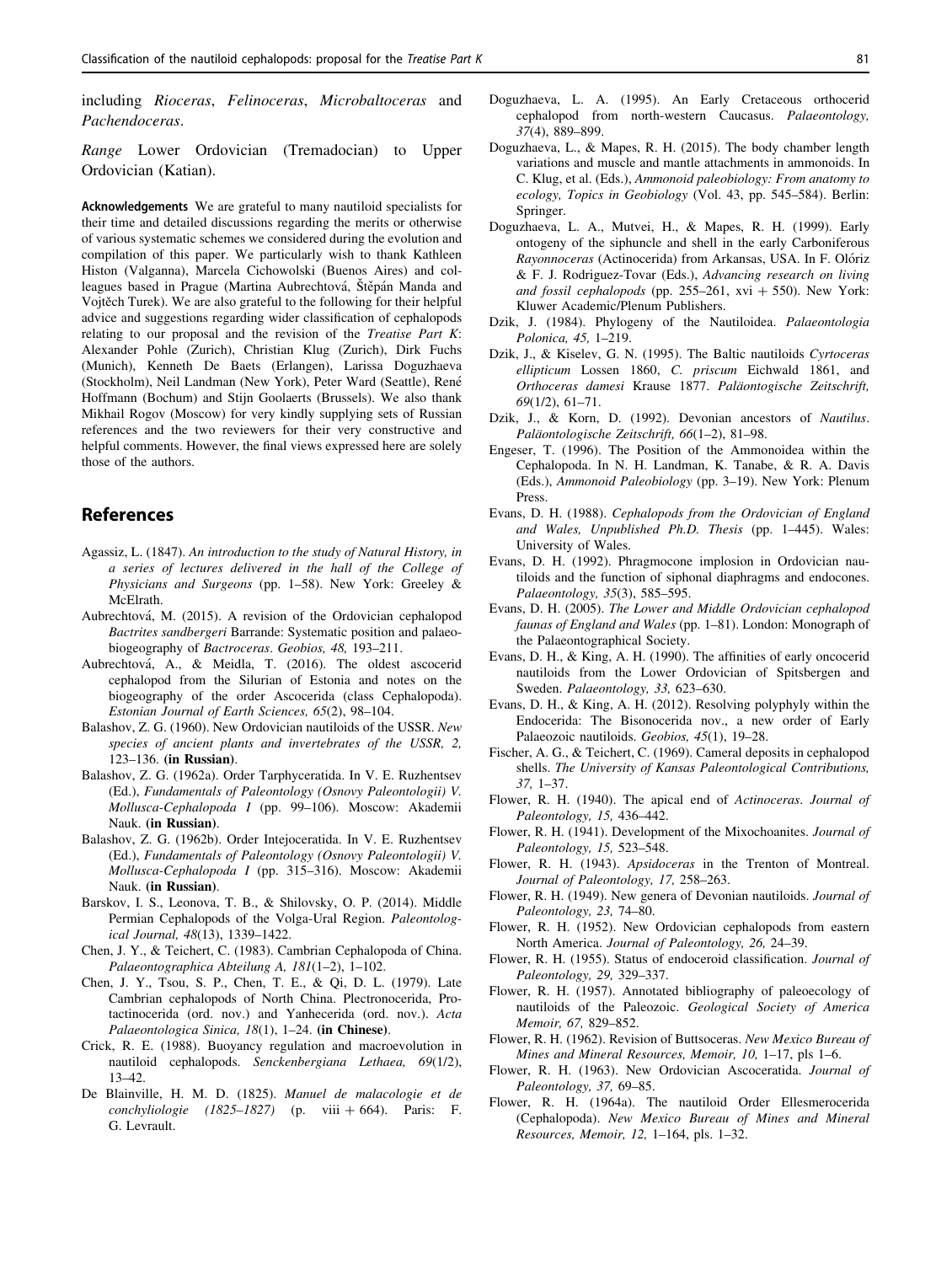including *Rioceras*, *Felinoceras*, *Microbaltoceras* and *Pachendoceras*.

*Range* Lower Ordovician (Tremadocian) to Upper Ordovician (Katian).

**Acknowledgements** We are grateful to many nautiloid specialists for their time and detailed discussions regarding the merits or otherwise of various systematic schemes we considered during the evolution and compilation of this paper. We particularly wish to thank Kathleen Histon (Valganna), Marcela Cichowolski (Buenos Aires) and colleagues based in Prague (Martina Aubrechtová, Štěpán Manda and Vojtěch Turek). We are also grateful to the following for their helpful advice and suggestions regarding wider classification of cephalopods relating to our proposal and the revision of the *Treatise Part K*: Alexander Pohle (Zurich), Christian Klug (Zurich), Dirk Fuchs (Munich), Kenneth De Baets (Erlangen), Larissa Doguzhaeva (Stockholm), Neil Landman (New York), Peter Ward (Seattle), René Hoffmann (Bochum) and Stijn Goolaerts (Brussels). We also thank Mikhail Rogov (Moscow) for very kindly supplying sets of Russian references and the two reviewers for their very constructive and helpful comments. However, the final views expressed here are solely those of the authors.

## References

Agassiz, L. (1847). *An introduction to the study of Natural History, in a series of lectures delivered in the hall of the College of Physicians and Surgeons* (pp. 1–58). New York: Greeley & McElrath.

Aubrechtová, M. (2015). A revision of the Ordovician cephalopod *Bactrites sandbergeri* Barrande: Systematic position and palaeobiogeography of *Bactroceras*. *Geobios, 48,* 193–211.

Aubrechtová, A., & Meidla, T. (2016). The oldest ascocerid cephalopod from the Silurian of Estonia and notes on the biogeography of the order Ascocerida (class Cephalopoda). *Estonian Journal of Earth Sciences, 65*(2), 98–104.

Balashov, Z. G. (1960). New Ordovician nautiloids of the USSR. *New species of ancient plants and invertebrates of the USSR, 2,* 123–136. **(in Russian)**.

Balashov, Z. G. (1962a). Order Tarphyceratida. In V. E. Ruzhentsev (Ed.), *Fundamentals of Paleontology (Osnovy Paleontologii) V. Mollusca-Cephalopoda I* (pp. 99–106). Moscow: Akademii Nauk. **(in Russian)**.

Balashov, Z. G. (1962b). Order Intejoceratida. In V. E. Ruzhentsev (Ed.), *Fundamentals of Paleontology (Osnovy Paleontologii) V. Mollusca-Cephalopoda I* (pp. 315–316). Moscow: Akademii Nauk. **(in Russian)**.

Barskov, I. S., Leonova, T. B., & Shilovsky, O. P. (2014). Middle Permian Cephalopods of the Volga-Ural Region. *Paleontological Journal, 48*(13), 1339–1422.

Chen, J. Y., & Teichert, C. (1983). Cambrian Cephalopoda of China. *Palaeontographica Abteilung A, 181*(1–2), 1–102.

Chen, J. Y., Tsou, S. P., Chen, T. E., & Qi, D. L. (1979). Late Cambrian cephalopods of North China. Plectronocerida, Protactinocerida (ord. nov.) and Yanhecerida (ord. nov.). *Acta Palaeontologica Sinica, 18*(1), 1–24. **(in Chinese)**.

Crick, R. E. (1988). Buoyancy regulation and macroevolution in nautiloid cephalopods. *Senckenbergiana Lethaea, 69*(1/2), 13–42.

De Blainville, H. M. D. (1825). *Manuel de malacologie et de conchyliologie (1825–1827)* (p. viii + 664). Paris: F. G. Levrault.

Doguzhaeva, L. A. (1995). An Early Cretaceous orthocerid cephalopod from north-western Caucasus. *Palaeontology, 37*(4), 889–899.

Doguzhaeva, L., & Mapes, R. H. (2015). The body chamber length variations and muscle and mantle attachments in ammonoids. In C. Klug, et al. (Eds.), *Ammonoid paleobiology: From anatomy to ecology, Topics in Geobiology* (Vol. 43, pp. 545–584). Berlin: Springer.

Doguzhaeva, L. A., Mutvei, H., & Mapes, R. H. (1999). Early ontogeny of the siphuncle and shell in the early Carboniferous *Rayonnoceras* (Actinocerida) from Arkansas, USA. In F. Olóriz & F. J. Rodriguez-Tovar (Eds.), *Advancing research on living and fossil cephalopods* (pp. 255–261, xvi + 550). New York: Kluwer Academic/Plenum Publishers.

Dzik, J. (1984). Phylogeny of the Nautiloidea. *Palaeontologia Polonica, 45,* 1–219.

Dzik, J., & Kiselev, G. N. (1995). The Baltic nautiloids *Cyrtoceras ellipticum* Lossen 1860, *C. priscum* Eichwald 1861, and *Orthoceras damesi* Krause 1877. *Paläontogische Zeitschrift, 69*(1/2), 61–71.

Dzik, J., & Korn, D. (1992). Devonian ancestors of *Nautilus*. *Paläontologische Zeitschrift, 66*(1–2), 81–98.

Engeser, T. (1996). The Position of the Ammonoidea within the Cephalopoda. In N. H. Landman, K. Tanabe, & R. A. Davis (Eds.), *Ammonoid Paleobiology* (pp. 3–19). New York: Plenum Press.

Evans, D. H. (1988). *Cephalopods from the Ordovician of England and Wales, Unpublished Ph.D. Thesis* (pp. 1–445). Wales: University of Wales.

Evans, D. H. (1992). Phragmocone implosion in Ordovician nautiloids and the function of siphonal diaphragms and endocones. *Palaeontology, 35*(3), 585–595.

Evans, D. H. (2005). *The Lower and Middle Ordovician cephalopod faunas of England and Wales* (pp. 1–81). London: Monograph of the Palaeontographical Society.

Evans, D. H., & King, A. H. (1990). The affinities of early oncocerid nautiloids from the Lower Ordovician of Spitsbergen and Sweden. *Palaeontology, 33,* 623–630.

Evans, D. H., & King, A. H. (2012). Resolving polyphyly within the Endocerida: The Bisonocerida nov., a new order of Early Palaeozoic nautiloids. *Geobios, 45*(1), 19–28.

Fischer, A. G., & Teichert, C. (1969). Cameral deposits in cephalopod shells. *The University of Kansas Paleontological Contributions, 37,* 1–37.

Flower, R. H. (1940). The apical end of *Actinoceras*. *Journal of Paleontology, 15,* 436–442.

Flower, R. H. (1941). Development of the Mixochoanites. *Journal of Paleontology, 15,* 523–548.

Flower, R. H. (1943). *Apsidoceras* in the Trenton of Montreal. *Journal of Paleontology, 17,* 258–263.

Flower, R. H. (1949). New genera of Devonian nautiloids. *Journal of Paleontology, 23,* 74–80.

Flower, R. H. (1952). New Ordovician cephalopods from eastern North America. *Journal of Paleontology, 26,* 24–39.

Flower, R. H. (1955). Status of endoceroid classification. *Journal of Paleontology, 29,* 329–337.

Flower, R. H. (1957). Annotated bibliography of paleoecology of nautiloids of the Paleozoic. *Geological Society of America Memoir, 67,* 829–852.

Flower, R. H. (1962). Revision of Buttsoceras. *New Mexico Bureau of Mines and Mineral Resources, Memoir, 10,* 1–17, pls 1–6.

Flower, R. H. (1963). New Ordovician Ascoceratida. *Journal of Paleontology, 37,* 69–85.

Flower, R. H. (1964a). The nautiloid Order Ellesmerocerida (Cephalopoda). *New Mexico Bureau of Mines and Mineral Resources, Memoir, 12,* 1–164, pls. 1–32.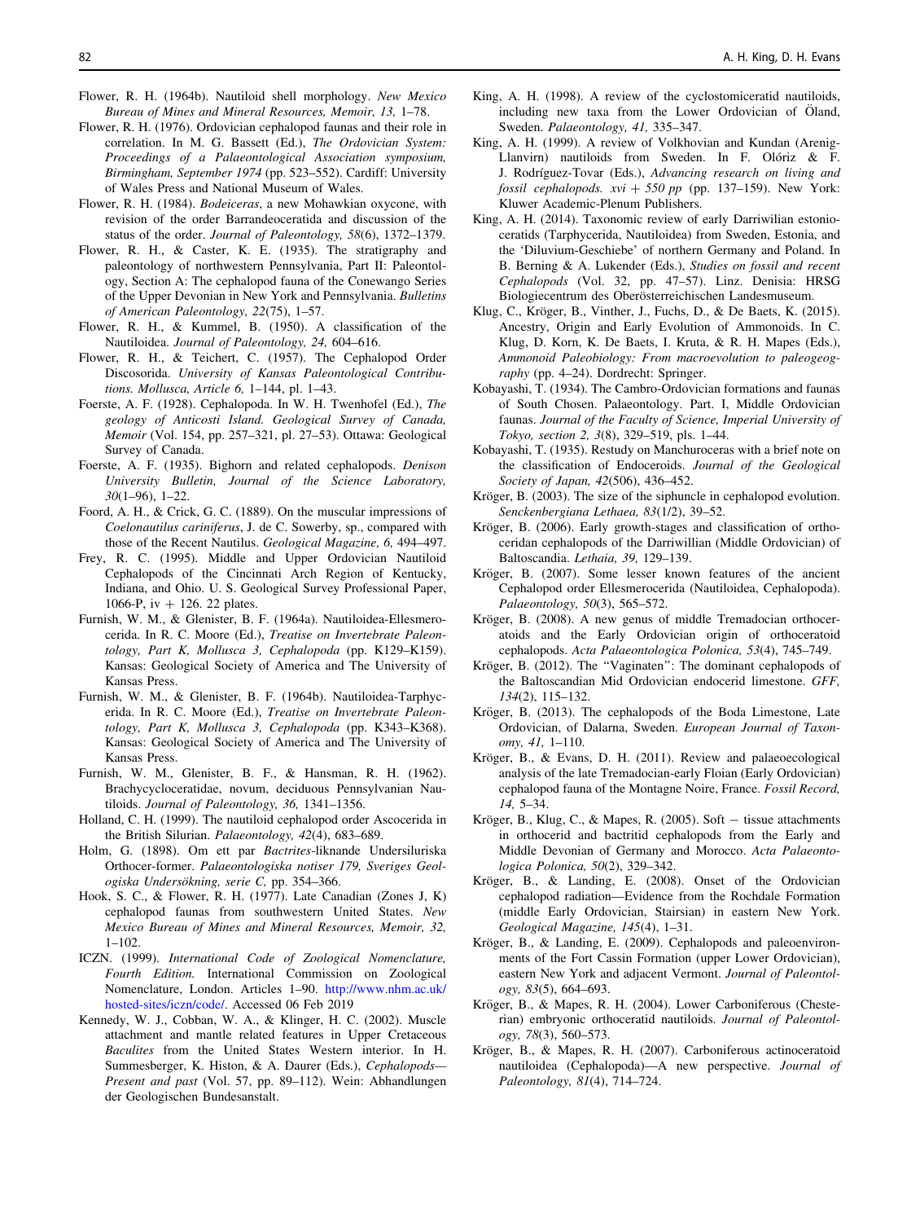Flower, R. H. (1964b). Nautiloid shell morphology. *New Mexico Bureau of Mines and Mineral Resources, Memoir, 13,* 1–78.

Flower, R. H. (1976). Ordovician cephalopod faunas and their role in correlation. In M. G. Bassett (Ed.), *The Ordovician System: Proceedings of a Palaeontological Association symposium, Birmingham, September 1974* (pp. 523–552). Cardiff: University of Wales Press and National Museum of Wales.

Flower, R. H. (1984). *Bodeiceras*, a new Mohawkian oxycone, with revision of the order Barrandeoceratida and discussion of the status of the order. *Journal of Paleontology, 58*(6), 1372–1379.

Flower, R. H., & Caster, K. E. (1935). The stratigraphy and paleontology of northwestern Pennsylvania, Part II: Paleontology, Section A: The cephalopod fauna of the Conewango Series of the Upper Devonian in New York and Pennsylvania. *Bulletins of American Paleontology, 22*(75), 1–57.

Flower, R. H., & Kummel, B. (1950). A classification of the Nautiloidea. *Journal of Paleontology, 24,* 604–616.

Flower, R. H., & Teichert, C. (1957). The Cephalopod Order Discosorida. *University of Kansas Paleontological Contributions. Mollusca, Article 6,* 1–144, pl. 1–43.

Foerste, A. F. (1928). Cephalopoda. In W. H. Twenhofel (Ed.), *The geology of Anticosti Island. Geological Survey of Canada, Memoir* (Vol. 154, pp. 257–321, pl. 27–53). Ottawa: Geological Survey of Canada.

Foerste, A. F. (1935). Bighorn and related cephalopods. *Denison University Bulletin, Journal of the Science Laboratory, 30*(1–96), 1–22.

Foord, A. H., & Crick, G. C. (1889). On the muscular impressions of *Coelonautilus cariniferus*, J. de C. Sowerby, sp., compared with those of the Recent Nautilus. *Geological Magazine, 6,* 494–497.

Frey, R. C. (1995). Middle and Upper Ordovician Nautiloid Cephalopods of the Cincinnati Arch Region of Kentucky, Indiana, and Ohio. U. S. Geological Survey Professional Paper, 1066-P, iv + 126. 22 plates.

Furnish, W. M., & Glenister, B. F. (1964a). Nautiloidea-Ellesmerocerida. In R. C. Moore (Ed.), *Treatise on Invertebrate Paleontology, Part K, Mollusca 3, Cephalopoda* (pp. K129–K159). Kansas: Geological Society of America and The University of Kansas Press.

Furnish, W. M., & Glenister, B. F. (1964b). Nautiloidea-Tarphycerida. In R. C. Moore (Ed.), *Treatise on Invertebrate Paleontology, Part K, Mollusca 3, Cephalopoda* (pp. K343–K368). Kansas: Geological Society of America and The University of Kansas Press.

Furnish, W. M., Glenister, B. F., & Hansman, R. H. (1962). Brachycycloceratidae, novum, deciduous Pennsylvanian Nautiloids. *Journal of Paleontology, 36,* 1341–1356.

Holland, C. H. (1999). The nautiloid cephalopod order Ascocerida in the British Silurian. *Palaeontology, 42*(4), 683–689.

Holm, G. (1898). Om ett par *Bactrites*-liknande Undersiluriska Orthocer-former. *Palaeontologiska notiser 179, Sveriges Geologiska Undersökning, serie C,* pp. 354–366.

Hook, S. C., & Flower, R. H. (1977). Late Canadian (Zones J, K) cephalopod faunas from southwestern United States. *New Mexico Bureau of Mines and Mineral Resources, Memoir, 32,* 1–102.

ICZN. (1999). *International Code of Zoological Nomenclature, Fourth Edition.* International Commission on Zoological Nomenclature, London. Articles 1–90. http://www.nhm.ac.uk/hosted-sites/iczn/code/. Accessed 06 Feb 2019

Kennedy, W. J., Cobban, W. A., & Klinger, H. C. (2002). Muscle attachment and mantle related features in Upper Cretaceous *Baculites* from the United States Western interior. In H. Summesberger, K. Histon, & A. Daurer (Eds.), *Cephalopods—Present and past* (Vol. 57, pp. 89–112). Wein: Abhandlungen der Geologischen Bundesanstalt.

King, A. H. (1998). A review of the cyclostomiceratid nautiloids, including new taxa from the Lower Ordovician of Öland, Sweden. *Palaeontology, 41,* 335–347.

King, A. H. (1999). A review of Volkhovian and Kundan (Arenig-Llanvirn) nautiloids from Sweden. In F. Olóriz & F. J. Rodríguez-Tovar (Eds.), *Advancing research on living and fossil cephalopods. xvi + 550 pp* (pp. 137–159). New York: Kluwer Academic-Plenum Publishers.

King, A. H. (2014). Taxonomic review of early Darriwilian estonioceratids (Tarphycerida, Nautiloidea) from Sweden, Estonia, and the 'Diluvium-Geschiebe' of northern Germany and Poland. In B. Berning & A. Lukender (Eds.), *Studies on fossil and recent Cephalopods* (Vol. 32, pp. 47–57). Linz. Denisia: HRSG Biologiecentrum des Oberösterreichischen Landesmuseum.

Klug, C., Kröger, B., Vinther, J., Fuchs, D., & De Baets, K. (2015). Ancestry, Origin and Early Evolution of Ammonoids. In C. Klug, D. Korn, K. De Baets, I. Kruta, & R. H. Mapes (Eds.), *Ammonoid Paleobiology: From macroevolution to paleogeography* (pp. 4–24). Dordrecht: Springer.

Kobayashi, T. (1934). The Cambro-Ordovician formations and faunas of South Chosen. Palaeontology. Part. I, Middle Ordovician faunas. *Journal of the Faculty of Science, Imperial University of Tokyo, section 2, 3*(8), 329–519, pls. 1–44.

Kobayashi, T. (1935). Restudy on Manchuroceras with a brief note on the classification of Endoceroids. *Journal of the Geological Society of Japan, 42*(506), 436–452.

Kröger, B. (2003). The size of the siphuncle in cephalopod evolution. *Senckenbergiana Lethaea, 83*(1/2), 39–52.

Kröger, B. (2006). Early growth-stages and classification of orthoceridan cephalopods of the Darriwillian (Middle Ordovician) of Baltoscandia. *Lethaia, 39,* 129–139.

Kröger, B. (2007). Some lesser known features of the ancient Cephalopod order Ellesmerocerida (Nautiloidea, Cephalopoda). *Palaeontology, 50*(3), 565–572.

Kröger, B. (2008). A new genus of middle Tremadocian orthoceratoids and the Early Ordovician origin of orthoceratoid cephalopods. *Acta Palaeontologica Polonica, 53*(4), 745–749.

Kröger, B. (2012). The "Vaginaten": The dominant cephalopods of the Baltoscandian Mid Ordovician endocerid limestone. *GFF, 134*(2), 115–132.

Kröger, B. (2013). The cephalopods of the Boda Limestone, Late Ordovician, of Dalarna, Sweden. *European Journal of Taxonomy, 41,* 1–110.

Kröger, B., & Evans, D. H. (2011). Review and palaeoecological analysis of the late Tremadocian-early Floian (Early Ordovician) cephalopod fauna of the Montagne Noire, France. *Fossil Record, 14,* 5–34.

Kröger, B., Klug, C., & Mapes, R. (2005). Soft − tissue attachments in orthocerid and bactritid cephalopods from the Early and Middle Devonian of Germany and Morocco. *Acta Palaeontologica Polonica, 50*(2), 329–342.

Kröger, B., & Landing, E. (2008). Onset of the Ordovician cephalopod radiation—Evidence from the Rochdale Formation (middle Early Ordovician, Stairsian) in eastern New York. *Geological Magazine, 145*(4), 1–31.

Kröger, B., & Landing, E. (2009). Cephalopods and paleoenvironments of the Fort Cassin Formation (upper Lower Ordovician), eastern New York and adjacent Vermont. *Journal of Paleontology, 83*(5), 664–693.

Kröger, B., & Mapes, R. H. (2004). Lower Carboniferous (Chesterian) embryonic orthoceratid nautiloids. *Journal of Paleontology, 78*(3), 560–573.

Kröger, B., & Mapes, R. H. (2007). Carboniferous actinoceratoid nautiloidea (Cephalopoda)—A new perspective. *Journal of Paleontology, 81*(4), 714–724.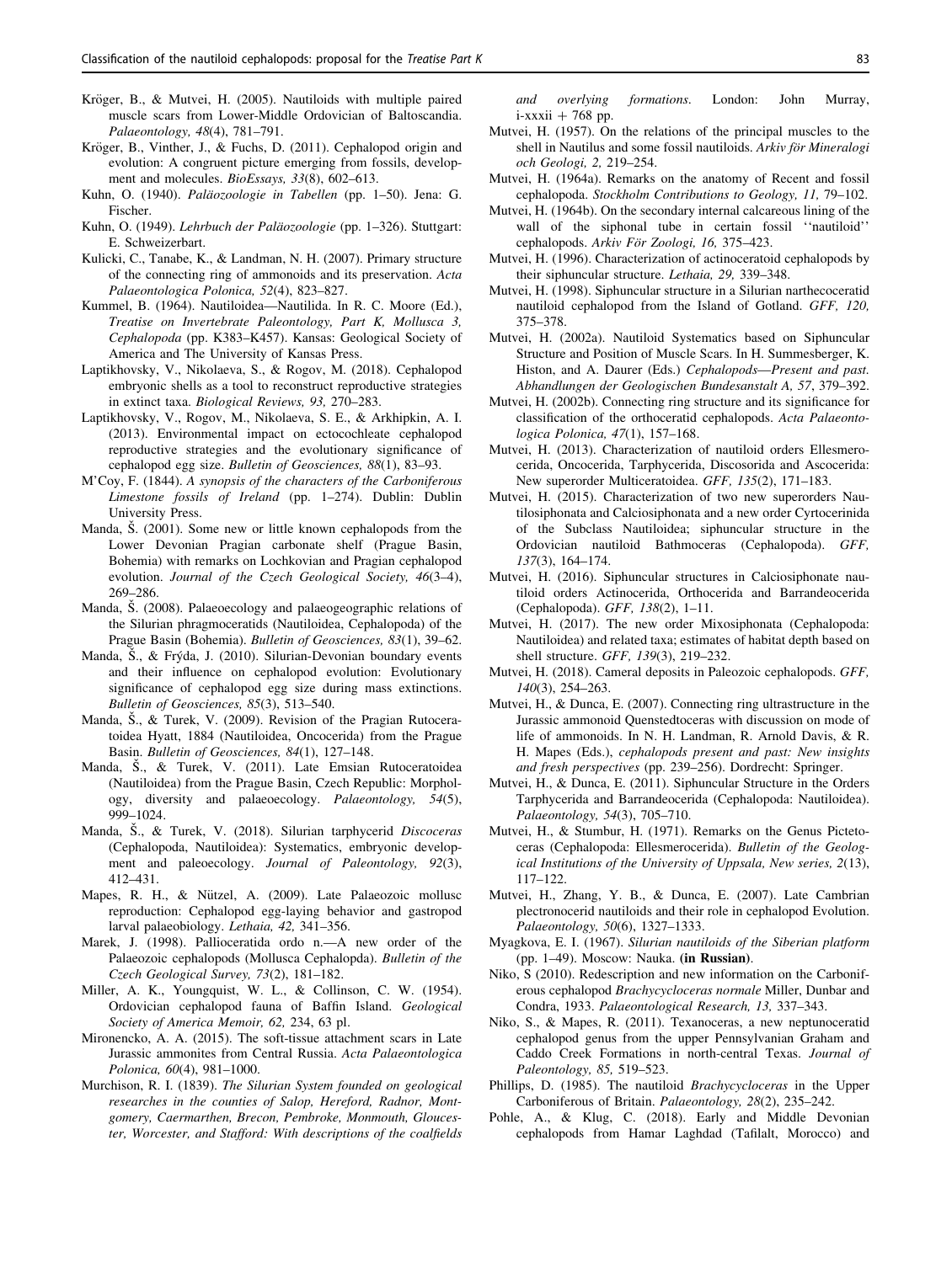Kröger, B., & Mutvei, H. (2005). Nautiloids with multiple paired muscle scars from Lower-Middle Ordovician of Baltoscandia. *Palaeontology, 48*(4), 781–791.

Kröger, B., Vinther, J., & Fuchs, D. (2011). Cephalopod origin and evolution: A congruent picture emerging from fossils, development and molecules. *BioEssays, 33*(8), 602–613.

Kuhn, O. (1940). *Paläozoologie in Tabellen* (pp. 1–50). Jena: G. Fischer.

Kuhn, O. (1949). *Lehrbuch der Paläozoologie* (pp. 1–326). Stuttgart: E. Schweizerbart.

Kulicki, C., Tanabe, K., & Landman, N. H. (2007). Primary structure of the connecting ring of ammonoids and its preservation. *Acta Palaeontologica Polonica, 52*(4), 823–827.

Kummel, B. (1964). Nautiloidea—Nautilida. In R. C. Moore (Ed.), *Treatise on Invertebrate Paleontology, Part K, Mollusca 3, Cephalopoda* (pp. K383–K457). Kansas: Geological Society of America and The University of Kansas Press.

Laptikhovsky, V., Nikolaeva, S., & Rogov, M. (2018). Cephalopod embryonic shells as a tool to reconstruct reproductive strategies in extinct taxa. *Biological Reviews, 93,* 270–283.

Laptikhovsky, V., Rogov, M., Nikolaeva, S. E., & Arkhipkin, A. I. (2013). Environmental impact on ectocochleate cephalopod reproductive strategies and the evolutionary significance of cephalopod egg size. *Bulletin of Geosciences, 88*(1), 83–93.

M'Coy, F. (1844). *A synopsis of the characters of the Carboniferous Limestone fossils of Ireland* (pp. 1–274). Dublin: Dublin University Press.

Manda, Š. (2001). Some new or little known cephalopods from the Lower Devonian Pragian carbonate shelf (Prague Basin, Bohemia) with remarks on Lochkovian and Pragian cephalopod evolution. *Journal of the Czech Geological Society, 46*(3–4), 269–286.

Manda, Š. (2008). Palaeoecology and palaeogeographic relations of the Silurian phragmoceratids (Nautiloidea, Cephalopoda) of the Prague Basin (Bohemia). *Bulletin of Geosciences, 83*(1), 39–62.

Manda, Š., & Frýda, J. (2010). Silurian-Devonian boundary events and their influence on cephalopod evolution: Evolutionary significance of cephalopod egg size during mass extinctions. *Bulletin of Geosciences, 85*(3), 513–540.

Manda, Š., & Turek, V. (2009). Revision of the Pragian Rutoceratoidea Hyatt, 1884 (Nautiloidea, Oncocerida) from the Prague Basin. *Bulletin of Geosciences, 84*(1), 127–148.

Manda, Š., & Turek, V. (2011). Late Emsian Rutoceratoidea (Nautiloidea) from the Prague Basin, Czech Republic: Morphology, diversity and palaeoecology. *Palaeontology, 54*(5), 999–1024.

Manda, Š., & Turek, V. (2018). Silurian tarphycerid *Discoceras* (Cephalopoda, Nautiloidea): Systematics, embryonic development and paleoecology. *Journal of Paleontology, 92*(3), 412–431.

Mapes, R. H., & Nützel, A. (2009). Late Palaeozoic mollusc reproduction: Cephalopod egg-laying behavior and gastropod larval palaeobiology. *Lethaia, 42,* 341–356.

Marek, J. (1998). Pallioceratida ordo n.—A new order of the Palaeozoic cephalopods (Mollusca Cephalopda). *Bulletin of the Czech Geological Survey, 73*(2), 181–182.

Miller, A. K., Youngquist, W. L., & Collinson, C. W. (1954). Ordovician cephalopod fauna of Baffin Island. *Geological Society of America Memoir, 62,* 234, 63 pl.

Mironencko, A. A. (2015). The soft-tissue attachment scars in Late Jurassic ammonites from Central Russia. *Acta Palaeontologica Polonica, 60*(4), 981–1000.

Murchison, R. I. (1839). *The Silurian System founded on geological researches in the counties of Salop, Hereford, Radnor, Montgomery, Caermarthen, Brecon, Pembroke, Monmouth, Gloucester, Worcester, and Stafford: With descriptions of the coalfields and overlying formations*. London: John Murray, i-xxxii + 768 pp.

Mutvei, H. (1957). On the relations of the principal muscles to the shell in Nautilus and some fossil nautiloids. *Arkiv för Mineralogi och Geologi, 2,* 219–254.

Mutvei, H. (1964a). Remarks on the anatomy of Recent and fossil cephalopoda. *Stockholm Contributions to Geology, 11,* 79–102.

Mutvei, H. (1964b). On the secondary internal calcareous lining of the wall of the siphonal tube in certain fossil ''nautiloid'' cephalopods. *Arkiv För Zoologi, 16,* 375–423.

Mutvei, H. (1996). Characterization of actinoceratoid cephalopods by their siphuncular structure. *Lethaia, 29,* 339–348.

Mutvei, H. (1998). Siphuncular structure in a Silurian narthecoceratid nautiloid cephalopod from the Island of Gotland. *GFF, 120,* 375–378.

Mutvei, H. (2002a). Nautiloid Systematics based on Siphuncular Structure and Position of Muscle Scars. In H. Summesberger, K. Histon, and A. Daurer (Eds.) *Cephalopods—Present and past. Abhandlungen der Geologischen Bundesanstalt A, 57*, 379–392.

Mutvei, H. (2002b). Connecting ring structure and its significance for classification of the orthoceratid cephalopods. *Acta Palaeontologica Polonica, 47*(1), 157–168.

Mutvei, H. (2013). Characterization of nautiloid orders Ellesmerocerida, Oncocerida, Tarphycerida, Discosorida and Ascocerida: New superorder Multiceratoidea. *GFF, 135*(2), 171–183.

Mutvei, H. (2015). Characterization of two new superorders Nautilosiphonata and Calciosiphonata and a new order Cyrtocerinida of the Subclass Nautiloidea; siphuncular structure in the Ordovician nautiloid Bathmoceras (Cephalopoda). *GFF, 137*(3), 164–174.

Mutvei, H. (2016). Siphuncular structures in Calciosiphonate nautiloid orders Actinocerida, Orthocerida and Barrandeocerida (Cephalopoda). *GFF, 138*(2), 1–11.

Mutvei, H. (2017). The new order Mixosiphonata (Cephalopoda: Nautiloidea) and related taxa; estimates of habitat depth based on shell structure. *GFF, 139*(3), 219–232.

Mutvei, H. (2018). Cameral deposits in Paleozoic cephalopods. *GFF, 140*(3), 254–263.

Mutvei, H., & Dunca, E. (2007). Connecting ring ultrastructure in the Jurassic ammonoid Quenstedtoceras with discussion on mode of life of ammonoids. In N. H. Landman, R. Arnold Davis, & R. H. Mapes (Eds.), *cephalopods present and past: New insights and fresh perspectives* (pp. 239–256). Dordrecht: Springer.

Mutvei, H., & Dunca, E. (2011). Siphuncular Structure in the Orders Tarphycerida and Barrandeocerida (Cephalopoda: Nautiloidea). *Palaeontology, 54*(3), 705–710.

Mutvei, H., & Stumbur, H. (1971). Remarks on the Genus Pictetoceras (Cephalopoda: Ellesmerocerida). *Bulletin of the Geological Institutions of the University of Uppsala, New series, 2*(13), 117–122.

Mutvei, H., Zhang, Y. B., & Dunca, E. (2007). Late Cambrian plectronocerid nautiloids and their role in cephalopod Evolution. *Palaeontology, 50*(6), 1327–1333.

Myagkova, E. I. (1967). *Silurian nautiloids of the Siberian platform* (pp. 1–49). Moscow: Nauka. **(in Russian)**.

Niko, S (2010). Redescription and new information on the Carboniferous cephalopod *Brachycycloceras normale* Miller, Dunbar and Condra, 1933. *Palaeontological Research, 13,* 337–343.

Niko, S., & Mapes, R. (2011). Texanoceras, a new neptunoceratid cephalopod genus from the upper Pennsylvanian Graham and Caddo Creek Formations in north-central Texas. *Journal of Paleontology, 85,* 519–523.

Phillips, D. (1985). The nautiloid *Brachycycloceras* in the Upper Carboniferous of Britain. *Palaeontology, 28*(2), 235–242.

Pohle, A., & Klug, C. (2018). Early and Middle Devonian cephalopods from Hamar Laghdad (Tafilalt, Morocco) and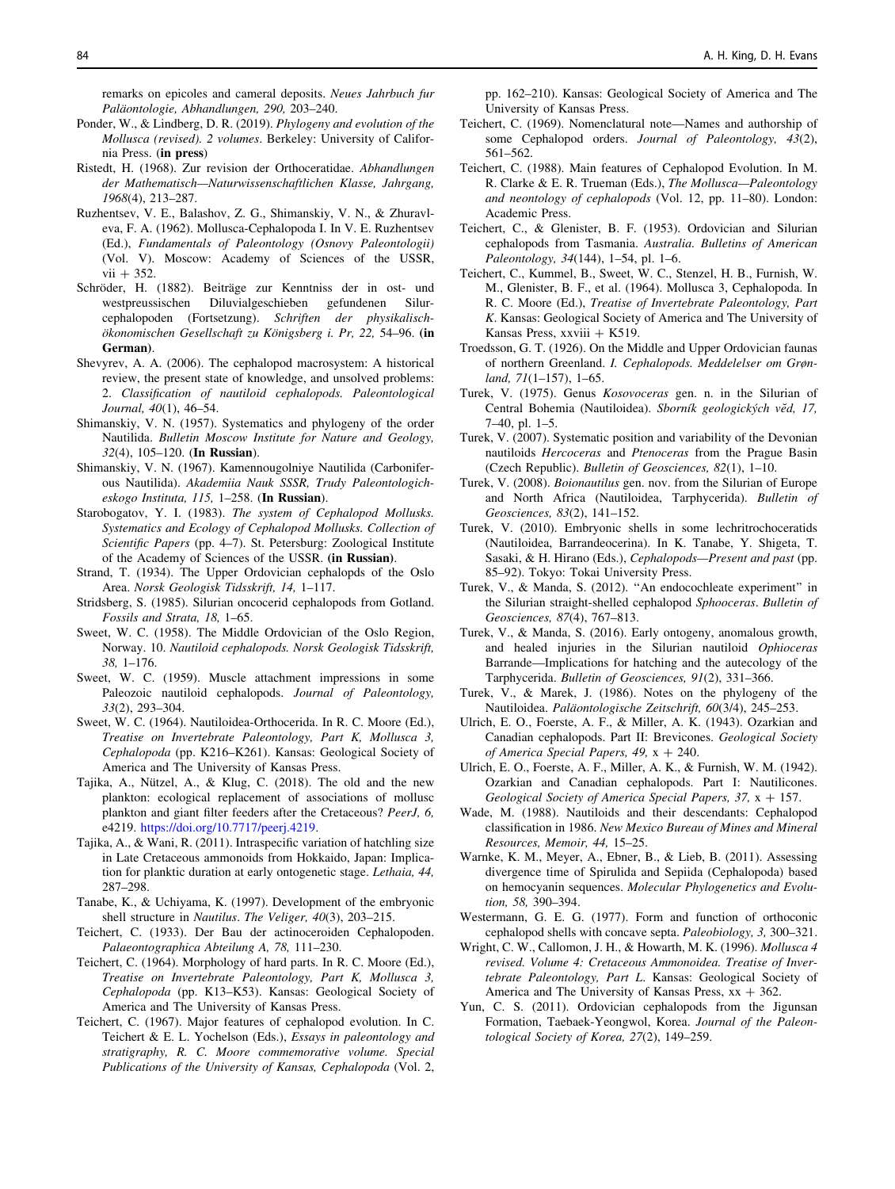remarks on epicoles and cameral deposits. *Neues Jahrbuch fur Paläontologie, Abhandlungen, 290,* 203–240.

Ponder, W., & Lindberg, D. R. (2019). *Phylogeny and evolution of the Mollusca (revised). 2 volumes*. Berkeley: University of California Press. (**in press**)

Ristedt, H. (1968). Zur revision der Orthoceratidae. *Abhandlungen der Mathematisch—Naturwissenschaftlichen Klasse, Jahrgang, 1968*(4), 213–287.

Ruzhentsev, V. E., Balashov, Z. G., Shimanskiy, V. N., & Zhuravleva, F. A. (1962). Mollusca-Cephalopoda I. In V. E. Ruzhentsev (Ed.), *Fundamentals of Paleontology (Osnovy Paleontologii)* (Vol. V). Moscow: Academy of Sciences of the USSR, vii + 352.

Schröder, H. (1882). Beiträge zur Kenntniss der in ost- und westpreussischen Diluvialgeschieben gefundenen Silur-cephalopoden (Fortsetzung). *Schriften der physikalisch-ökonomischen Gesellschaft zu Königsberg i. Pr, 22,* 54–96. (**in German**).

Shevyrev, A. A. (2006). The cephalopod macrosystem: A historical review, the present state of knowledge, and unsolved problems: 2. *Classification of nautiloid cephalopods. Paleontological Journal, 40*(1), 46–54.

Shimanskiy, V. N. (1957). Systematics and phylogeny of the order Nautilida. *Bulletin Moscow Institute for Nature and Geology, 32*(4), 105–120. (**In Russian**).

Shimanskiy, V. N. (1967). Kamennougolniye Nautilida (Carboniferous Nautilida). *Akademiia Nauk SSSR, Trudy Paleontologicheskogo Instituta, 115,* 1–258. (**In Russian**).

Starobogatov, Y. I. (1983). *The system of Cephalopod Mollusks. Systematics and Ecology of Cephalopod Mollusks. Collection of Scientific Papers* (pp. 4–7). St. Petersburg: Zoological Institute of the Academy of Sciences of the USSR. (**in Russian**).

Strand, T. (1934). The Upper Ordovician cephalopds of the Oslo Area. *Norsk Geologisk Tidsskrift, 14,* 1–117.

Stridsberg, S. (1985). Silurian oncocerid cephalopods from Gotland. *Fossils and Strata, 18,* 1–65.

Sweet, W. C. (1958). The Middle Ordovician of the Oslo Region, Norway. 10. *Nautiloid cephalopods. Norsk Geologisk Tidsskrift, 38,* 1–176.

Sweet, W. C. (1959). Muscle attachment impressions in some Paleozoic nautiloid cephalopods. *Journal of Paleontology, 33*(2), 293–304.

Sweet, W. C. (1964). Nautiloidea-Orthocerida. In R. C. Moore (Ed.), *Treatise on Invertebrate Paleontology, Part K, Mollusca 3, Cephalopoda* (pp. K216–K261). Kansas: Geological Society of America and The University of Kansas Press.

Tajika, A., Nützel, A., & Klug, C. (2018). The old and the new plankton: ecological replacement of associations of mollusc plankton and giant filter feeders after the Cretaceous? *PeerJ, 6,* e4219. https://doi.org/10.7717/peerj.4219.

Tajika, A., & Wani, R. (2011). Intraspecific variation of hatchling size in Late Cretaceous ammonoids from Hokkaido, Japan: Implication for planktic duration at early ontogenetic stage. *Lethaia, 44,* 287–298.

Tanabe, K., & Uchiyama, K. (1997). Development of the embryonic shell structure in *Nautilus*. *The Veliger, 40*(3), 203–215.

Teichert, C. (1933). Der Bau der actinoceroiden Cephalopoden. *Palaeontographica Abteilung A, 78,* 111–230.

Teichert, C. (1964). Morphology of hard parts. In R. C. Moore (Ed.), *Treatise on Invertebrate Paleontology, Part K, Mollusca 3, Cephalopoda* (pp. K13–K53). Kansas: Geological Society of America and The University of Kansas Press.

Teichert, C. (1967). Major features of cephalopod evolution. In C. Teichert & E. L. Yochelson (Eds.), *Essays in paleontology and stratigraphy, R. C. Moore commemorative volume. Special Publications of the University of Kansas, Cephalopoda* (Vol. 2, pp. 162–210). Kansas: Geological Society of America and The University of Kansas Press.

Teichert, C. (1969). Nomenclatural note—Names and authorship of some Cephalopod orders. *Journal of Paleontology, 43*(2), 561–562.

Teichert, C. (1988). Main features of Cephalopod Evolution. In M. R. Clarke & E. R. Trueman (Eds.), *The Mollusca—Paleontology and neontology of cephalopods* (Vol. 12, pp. 11–80). London: Academic Press.

Teichert, C., & Glenister, B. F. (1953). Ordovician and Silurian cephalopods from Tasmania. *Australia. Bulletins of American Paleontology, 34*(144), 1–54, pl. 1–6.

Teichert, C., Kummel, B., Sweet, W. C., Stenzel, H. B., Furnish, W. M., Glenister, B. F., et al. (1964). Mollusca 3, Cephalopoda. In R. C. Moore (Ed.), *Treatise of Invertebrate Paleontology, Part K*. Kansas: Geological Society of America and The University of Kansas Press, xxviii + K519.

Troedsson, G. T. (1926). On the Middle and Upper Ordovician faunas of northern Greenland. *I. Cephalopods. Meddelelser om Grønland, 71*(1–157), 1–65.

Turek, V. (1975). Genus *Kosovoceras* gen. n. in the Silurian of Central Bohemia (Nautiloidea). *Sborník geologických věd, 17,* 7–40, pl. 1–5.

Turek, V. (2007). Systematic position and variability of the Devonian nautiloids *Hercoceras* and *Ptenoceras* from the Prague Basin (Czech Republic). *Bulletin of Geosciences, 82*(1), 1–10.

Turek, V. (2008). *Boionautilus* gen. nov. from the Silurian of Europe and North Africa (Nautiloidea, Tarphycerida). *Bulletin of Geosciences, 83*(2), 141–152.

Turek, V. (2010). Embryonic shells in some lechritrochoceratids (Nautiloidea, Barrandeocerina). In K. Tanabe, Y. Shigeta, T. Sasaki, & H. Hirano (Eds.), *Cephalopods—Present and past* (pp. 85–92). Tokyo: Tokai University Press.

Turek, V., & Manda, S. (2012). "An endocochleate experiment" in the Silurian straight-shelled cephalopod *Sphooceras*. *Bulletin of Geosciences, 87*(4), 767–813.

Turek, V., & Manda, S. (2016). Early ontogeny, anomalous growth, and healed injuries in the Silurian nautiloid *Ophioceras* Barrande—Implications for hatching and the autecology of the Tarphycerida. *Bulletin of Geosciences, 91*(2), 331–366.

Turek, V., & Marek, J. (1986). Notes on the phylogeny of the Nautiloidea. *Paläontologische Zeitschrift, 60*(3/4), 245–253.

Ulrich, E. O., Foerste, A. F., & Miller, A. K. (1943). Ozarkian and Canadian cephalopods. Part II: Brevicones. *Geological Society of America Special Papers, 49,* x + 240.

Ulrich, E. O., Foerste, A. F., Miller, A. K., & Furnish, W. M. (1942). Ozarkian and Canadian cephalopods. Part I: Nautilicones. *Geological Society of America Special Papers, 37,* x + 157.

Wade, M. (1988). Nautiloids and their descendants: Cephalopod classification in 1986. *New Mexico Bureau of Mines and Mineral Resources, Memoir, 44,* 15–25.

Warnke, K. M., Meyer, A., Ebner, B., & Lieb, B. (2011). Assessing divergence time of Spirulida and Sepiida (Cephalopoda) based on hemocyanin sequences. *Molecular Phylogenetics and Evolution, 58,* 390–394.

Westermann, G. E. G. (1977). Form and function of orthoconic cephalopod shells with concave septa. *Paleobiology, 3,* 300–321.

Wright, C. W., Callomon, J. H., & Howarth, M. K. (1996). *Mollusca 4 revised. Volume 4: Cretaceous Ammonoidea. Treatise of Invertebrate Paleontology, Part L*. Kansas: Geological Society of America and The University of Kansas Press, xx + 362.

Yun, C. S. (2011). Ordovician cephalopods from the Jigunsan Formation, Taebaek-Yeongwol, Korea. *Journal of the Paleontological Society of Korea, 27*(2), 149–259.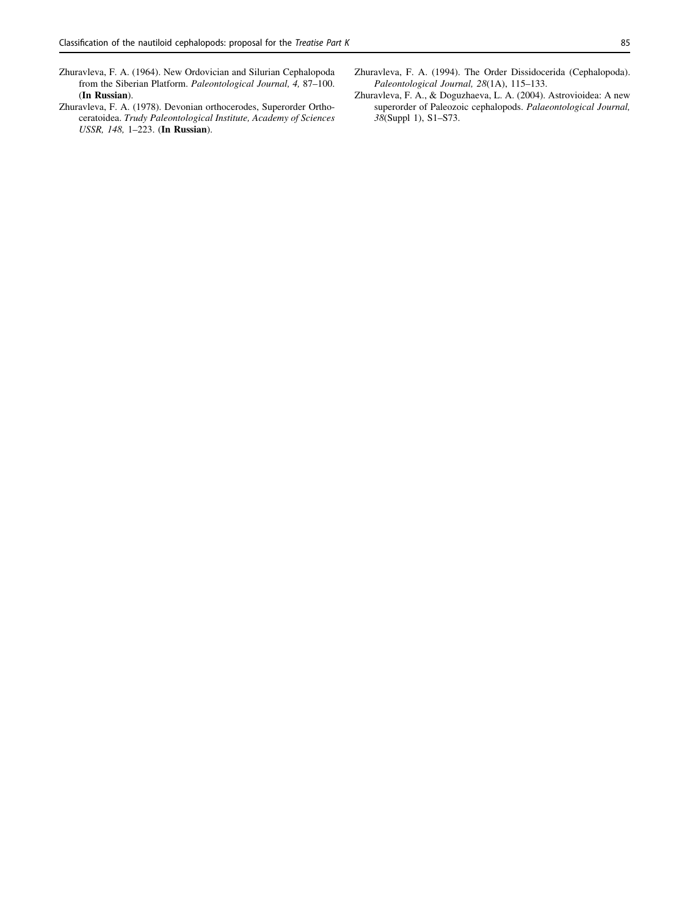Zhuravleva, F. A. (1964). New Ordovician and Silurian Cephalopoda from the Siberian Platform. *Paleontological Journal, 4,* 87–100. (**In Russian**).

Zhuravleva, F. A. (1978). Devonian orthocerodes, Superorder Orthoceratoidea. *Trudy Paleontological Institute, Academy of Sciences USSR, 148,* 1–223. (**In Russian**).

Zhuravleva, F. A. (1994). The Order Dissidocerida (Cephalopoda). *Paleontological Journal, 28*(1A), 115–133.

Zhuravleva, F. A., & Doguzhaeva, L. A. (2004). Astrovioidea: A new superorder of Paleozoic cephalopods. *Palaeontological Journal, 38*(Suppl 1), S1–S73.